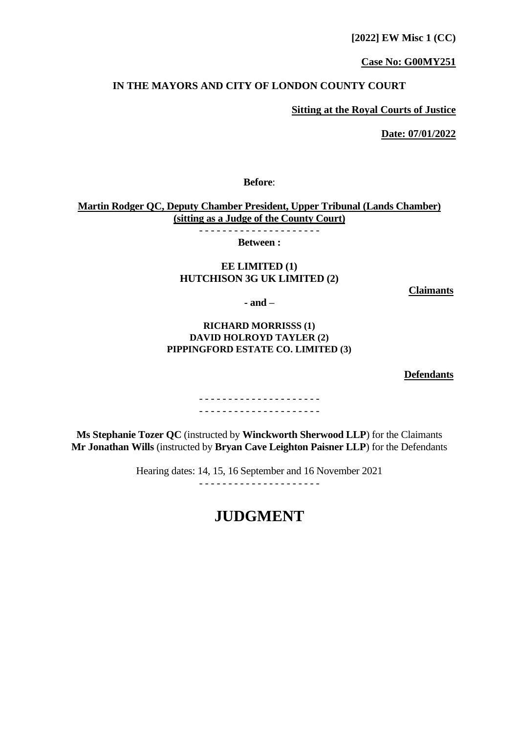**[2022] EW Misc 1 (CC)**

**Case No: G00MY251**

**IN THE MAYORS AND CITY OF LONDON COUNTY COURT**

**Sitting at the Royal Courts of Justice**

**Date: 07/01/2022**

**Before**:

**Martin Rodger QC, Deputy Chamber President, Upper Tribunal (Lands Chamber) (sitting as a Judge of the County Court)**

- - - - - - - - - - - - - - - - - - - - -

**Between :**

**EE LIMITED (1)**
**HUTCHISON 3G UK LIMITED (2)**

**Claimants**

**- and –**

**RICHARD MORRISSS (1)**
**DAVID HOLROYD TAYLER (2)**
**PIPPINGFORD ESTATE CO. LIMITED (3)**

**Defendants**

- - - - - - - - - - - - - - - - - - - - -
- - - - - - - - - - - - - - - - - - - - -

**Ms Stephanie Tozer QC** (instructed by **Winckworth Sherwood LLP**) for the Claimants
**Mr Jonathan Wills** (instructed by **Bryan Cave Leighton Paisner LLP**) for the Defendants

Hearing dates: 14, 15, 16 September and 16 November 2021

- - - - - - - - - - - - - - - - - - - - -

# JUDGMENT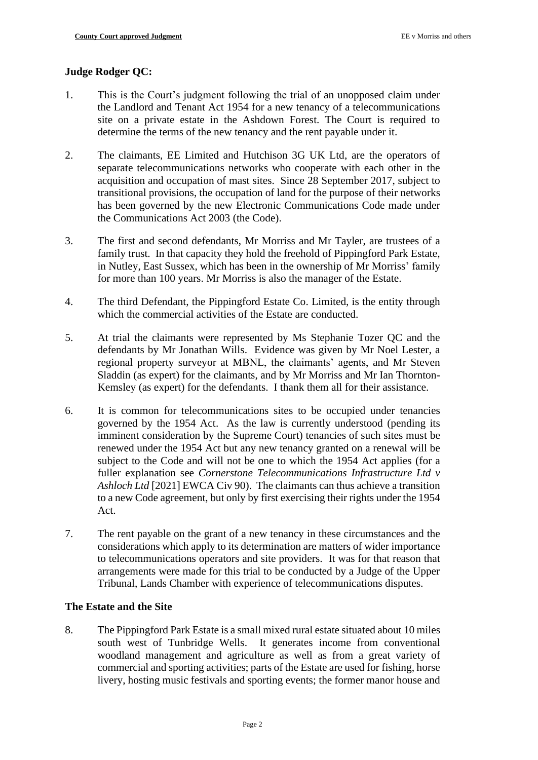**Judge Rodger QC:**

1. This is the Court's judgment following the trial of an unopposed claim under the Landlord and Tenant Act 1954 for a new tenancy of a telecommunications site on a private estate in the Ashdown Forest. The Court is required to determine the terms of the new tenancy and the rent payable under it.

2. The claimants, EE Limited and Hutchison 3G UK Ltd, are the operators of separate telecommunications networks who cooperate with each other in the acquisition and occupation of mast sites. Since 28 September 2017, subject to transitional provisions, the occupation of land for the purpose of their networks has been governed by the new Electronic Communications Code made under the Communications Act 2003 (the Code).

3. The first and second defendants, Mr Morriss and Mr Tayler, are trustees of a family trust. In that capacity they hold the freehold of Pippingford Park Estate, in Nutley, East Sussex, which has been in the ownership of Mr Morriss' family for more than 100 years. Mr Morriss is also the manager of the Estate.

4. The third Defendant, the Pippingford Estate Co. Limited, is the entity through which the commercial activities of the Estate are conducted.

5. At trial the claimants were represented by Ms Stephanie Tozer QC and the defendants by Mr Jonathan Wills. Evidence was given by Mr Noel Lester, a regional property surveyor at MBNL, the claimants' agents, and Mr Steven Sladdin (as expert) for the claimants, and by Mr Morriss and Mr Ian Thornton-Kemsley (as expert) for the defendants. I thank them all for their assistance.

6. It is common for telecommunications sites to be occupied under tenancies governed by the 1954 Act. As the law is currently understood (pending its imminent consideration by the Supreme Court) tenancies of such sites must be renewed under the 1954 Act but any new tenancy granted on a renewal will be subject to the Code and will not be one to which the 1954 Act applies (for a fuller explanation see *Cornerstone Telecommunications Infrastructure Ltd v Ashloch Ltd* [2021] EWCA Civ 90). The claimants can thus achieve a transition to a new Code agreement, but only by first exercising their rights under the 1954 Act.

7. The rent payable on the grant of a new tenancy in these circumstances and the considerations which apply to its determination are matters of wider importance to telecommunications operators and site providers. It was for that reason that arrangements were made for this trial to be conducted by a Judge of the Upper Tribunal, Lands Chamber with experience of telecommunications disputes.

**The Estate and the Site**

8. The Pippingford Park Estate is a small mixed rural estate situated about 10 miles south west of Tunbridge Wells. It generates income from conventional woodland management and agriculture as well as from a great variety of commercial and sporting activities; parts of the Estate are used for fishing, horse livery, hosting music festivals and sporting events; the former manor house and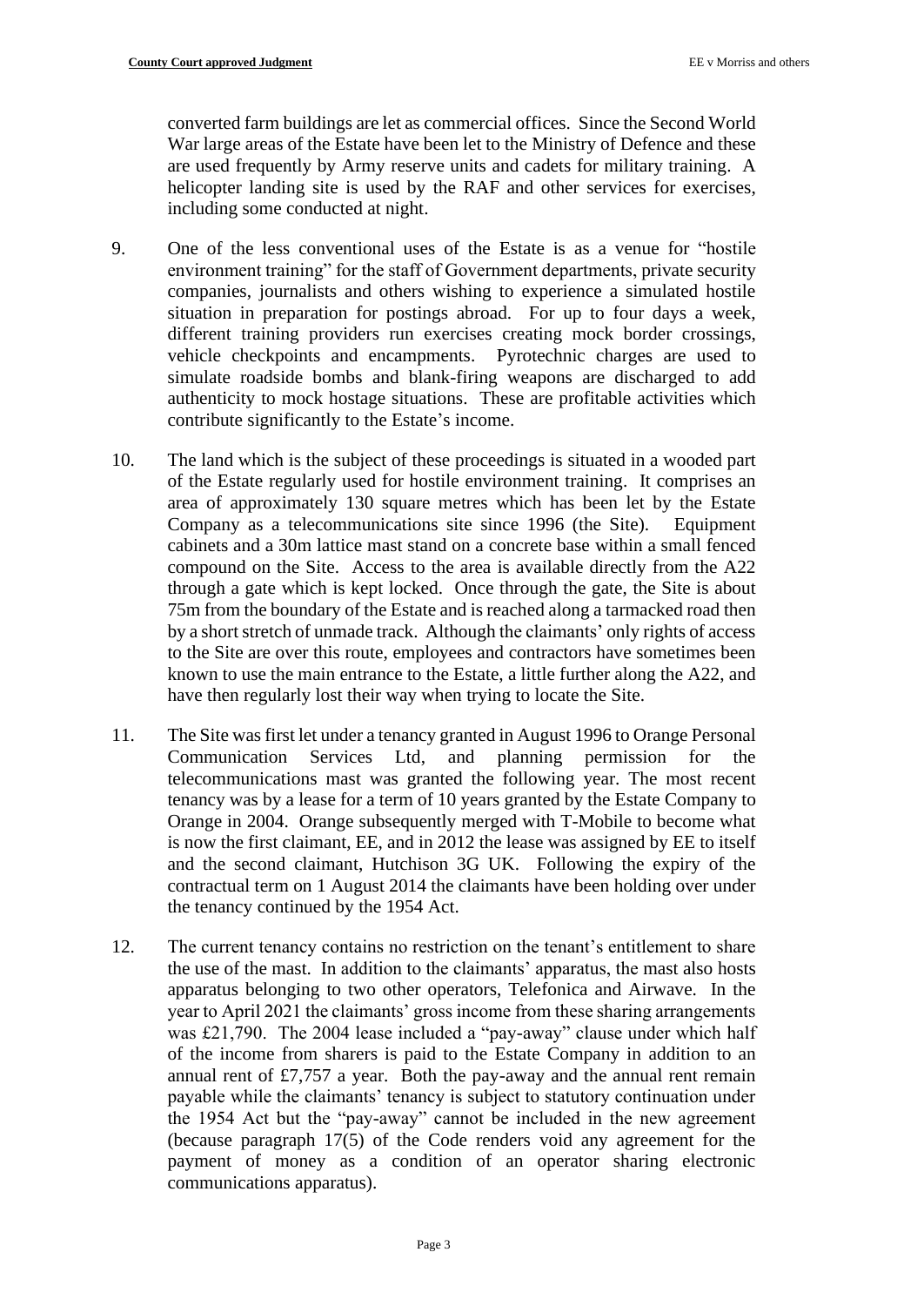converted farm buildings are let as commercial offices. Since the Second World War large areas of the Estate have been let to the Ministry of Defence and these are used frequently by Army reserve units and cadets for military training. A helicopter landing site is used by the RAF and other services for exercises, including some conducted at night.

9. One of the less conventional uses of the Estate is as a venue for "hostile environment training" for the staff of Government departments, private security companies, journalists and others wishing to experience a simulated hostile situation in preparation for postings abroad. For up to four days a week, different training providers run exercises creating mock border crossings, vehicle checkpoints and encampments. Pyrotechnic charges are used to simulate roadside bombs and blank-firing weapons are discharged to add authenticity to mock hostage situations. These are profitable activities which contribute significantly to the Estate's income.

10. The land which is the subject of these proceedings is situated in a wooded part of the Estate regularly used for hostile environment training. It comprises an area of approximately 130 square metres which has been let by the Estate Company as a telecommunications site since 1996 (the Site). Equipment cabinets and a 30m lattice mast stand on a concrete base within a small fenced compound on the Site. Access to the area is available directly from the A22 through a gate which is kept locked. Once through the gate, the Site is about 75m from the boundary of the Estate and is reached along a tarmacked road then by a short stretch of unmade track. Although the claimants' only rights of access to the Site are over this route, employees and contractors have sometimes been known to use the main entrance to the Estate, a little further along the A22, and have then regularly lost their way when trying to locate the Site.

11. The Site was first let under a tenancy granted in August 1996 to Orange Personal Communication Services Ltd, and planning permission for the telecommunications mast was granted the following year. The most recent tenancy was by a lease for a term of 10 years granted by the Estate Company to Orange in 2004. Orange subsequently merged with T-Mobile to become what is now the first claimant, EE, and in 2012 the lease was assigned by EE to itself and the second claimant, Hutchison 3G UK. Following the expiry of the contractual term on 1 August 2014 the claimants have been holding over under the tenancy continued by the 1954 Act.

12. The current tenancy contains no restriction on the tenant's entitlement to share the use of the mast. In addition to the claimants' apparatus, the mast also hosts apparatus belonging to two other operators, Telefonica and Airwave. In the year to April 2021 the claimants' gross income from these sharing arrangements was £21,790. The 2004 lease included a "pay-away" clause under which half of the income from sharers is paid to the Estate Company in addition to an annual rent of £7,757 a year. Both the pay-away and the annual rent remain payable while the claimants' tenancy is subject to statutory continuation under the 1954 Act but the "pay-away" cannot be included in the new agreement (because paragraph 17(5) of the Code renders void any agreement for the payment of money as a condition of an operator sharing electronic communications apparatus).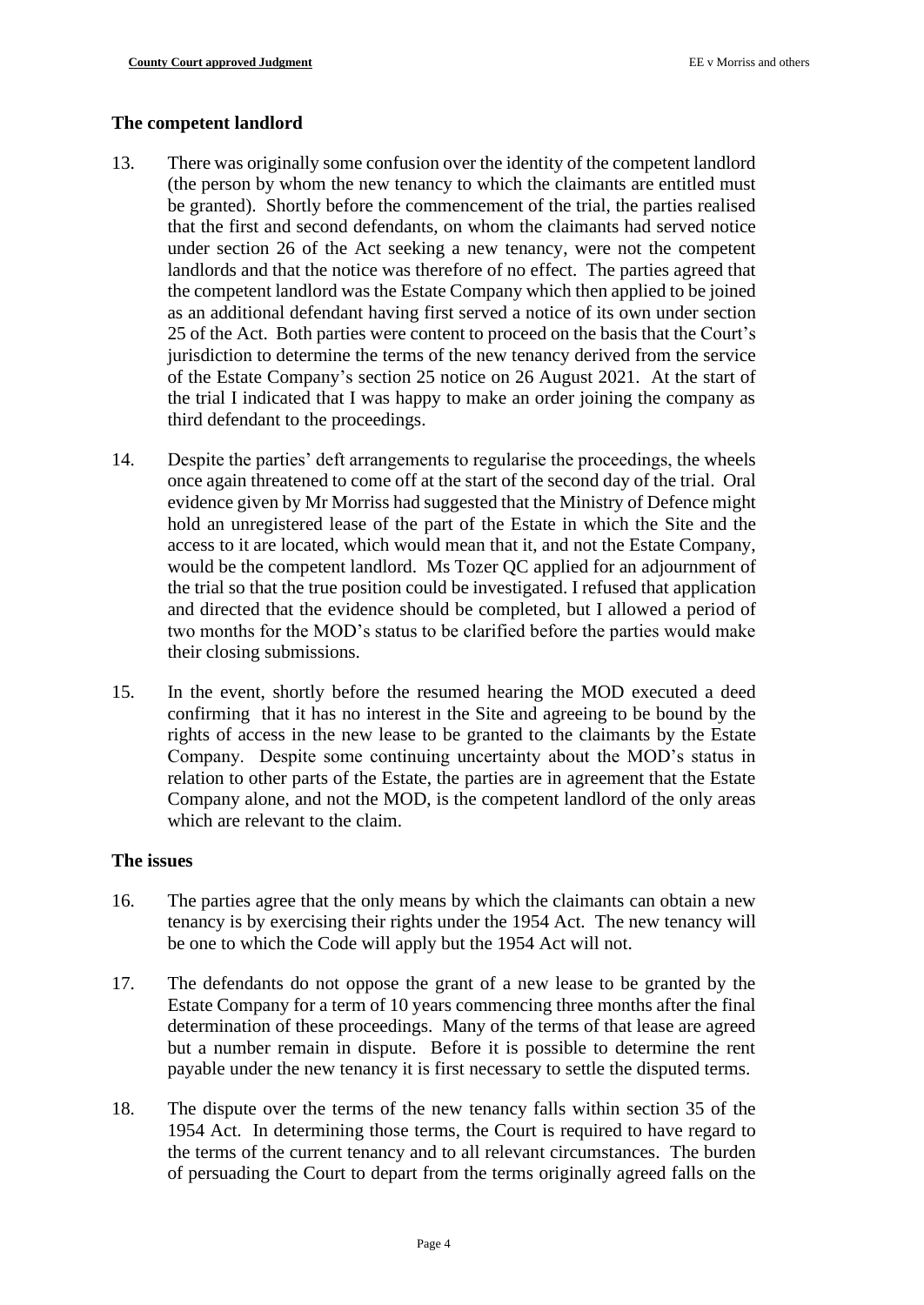## The competent landlord

13. There was originally some confusion over the identity of the competent landlord (the person by whom the new tenancy to which the claimants are entitled must be granted). Shortly before the commencement of the trial, the parties realised that the first and second defendants, on whom the claimants had served notice under section 26 of the Act seeking a new tenancy, were not the competent landlords and that the notice was therefore of no effect. The parties agreed that the competent landlord was the Estate Company which then applied to be joined as an additional defendant having first served a notice of its own under section 25 of the Act. Both parties were content to proceed on the basis that the Court's jurisdiction to determine the terms of the new tenancy derived from the service of the Estate Company's section 25 notice on 26 August 2021. At the start of the trial I indicated that I was happy to make an order joining the company as third defendant to the proceedings.

14. Despite the parties' deft arrangements to regularise the proceedings, the wheels once again threatened to come off at the start of the second day of the trial. Oral evidence given by Mr Morriss had suggested that the Ministry of Defence might hold an unregistered lease of the part of the Estate in which the Site and the access to it are located, which would mean that it, and not the Estate Company, would be the competent landlord. Ms Tozer QC applied for an adjournment of the trial so that the true position could be investigated. I refused that application and directed that the evidence should be completed, but I allowed a period of two months for the MOD's status to be clarified before the parties would make their closing submissions.

15. In the event, shortly before the resumed hearing the MOD executed a deed confirming that it has no interest in the Site and agreeing to be bound by the rights of access in the new lease to be granted to the claimants by the Estate Company. Despite some continuing uncertainty about the MOD's status in relation to other parts of the Estate, the parties are in agreement that the Estate Company alone, and not the MOD, is the competent landlord of the only areas which are relevant to the claim.

## The issues

16. The parties agree that the only means by which the claimants can obtain a new tenancy is by exercising their rights under the 1954 Act. The new tenancy will be one to which the Code will apply but the 1954 Act will not.

17. The defendants do not oppose the grant of a new lease to be granted by the Estate Company for a term of 10 years commencing three months after the final determination of these proceedings. Many of the terms of that lease are agreed but a number remain in dispute. Before it is possible to determine the rent payable under the new tenancy it is first necessary to settle the disputed terms.

18. The dispute over the terms of the new tenancy falls within section 35 of the 1954 Act. In determining those terms, the Court is required to have regard to the terms of the current tenancy and to all relevant circumstances. The burden of persuading the Court to depart from the terms originally agreed falls on the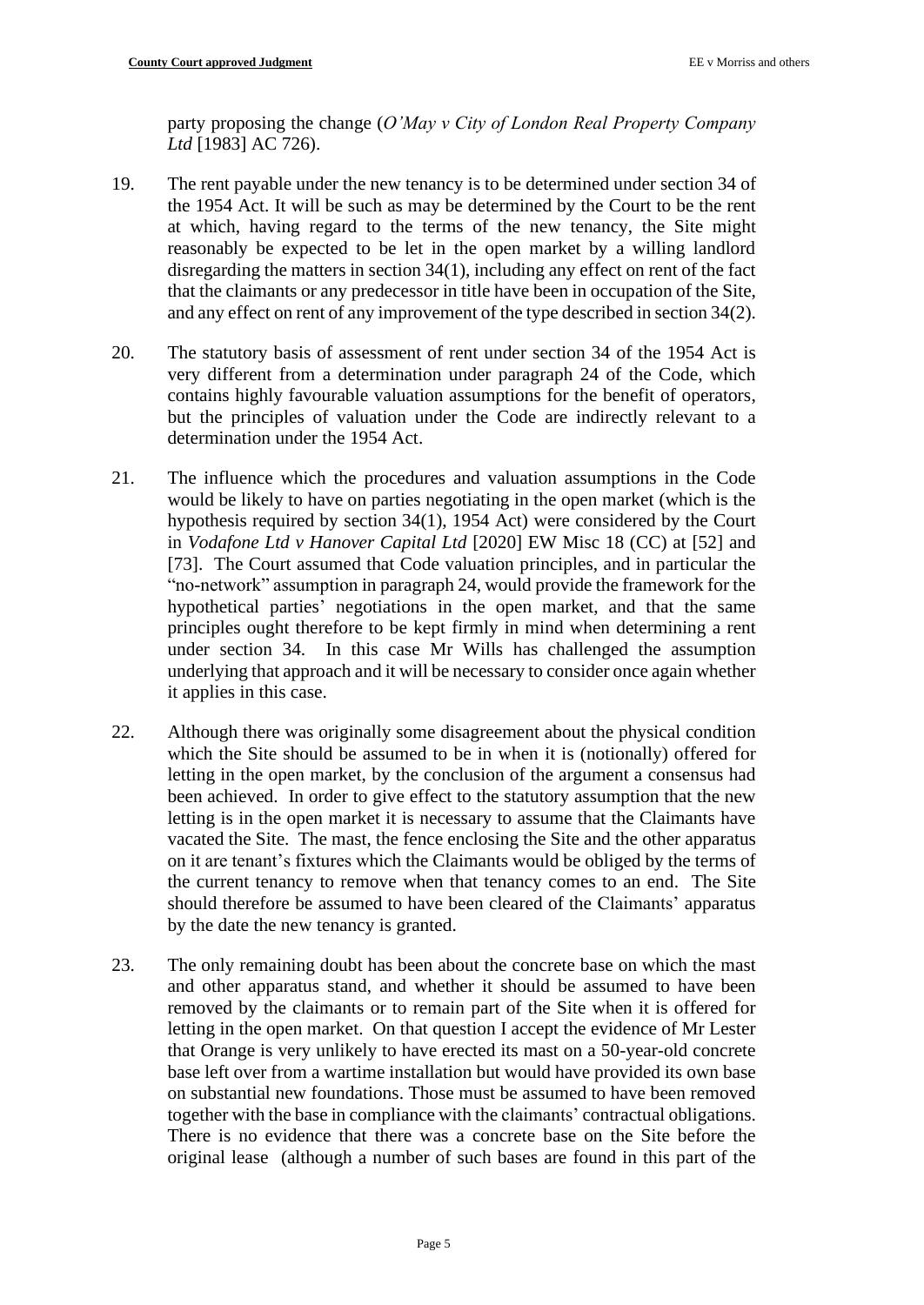party proposing the change (*O'May v City of London Real Property Company Ltd* [1983] AC 726).

19. The rent payable under the new tenancy is to be determined under section 34 of the 1954 Act. It will be such as may be determined by the Court to be the rent at which, having regard to the terms of the new tenancy, the Site might reasonably be expected to be let in the open market by a willing landlord disregarding the matters in section 34(1), including any effect on rent of the fact that the claimants or any predecessor in title have been in occupation of the Site, and any effect on rent of any improvement of the type described in section 34(2).

20. The statutory basis of assessment of rent under section 34 of the 1954 Act is very different from a determination under paragraph 24 of the Code, which contains highly favourable valuation assumptions for the benefit of operators, but the principles of valuation under the Code are indirectly relevant to a determination under the 1954 Act.

21. The influence which the procedures and valuation assumptions in the Code would be likely to have on parties negotiating in the open market (which is the hypothesis required by section 34(1), 1954 Act) were considered by the Court in *Vodafone Ltd v Hanover Capital Ltd* [2020] EW Misc 18 (CC) at [52] and [73]. The Court assumed that Code valuation principles, and in particular the "no-network" assumption in paragraph 24, would provide the framework for the hypothetical parties' negotiations in the open market, and that the same principles ought therefore to be kept firmly in mind when determining a rent under section 34. In this case Mr Wills has challenged the assumption underlying that approach and it will be necessary to consider once again whether it applies in this case.

22. Although there was originally some disagreement about the physical condition which the Site should be assumed to be in when it is (notionally) offered for letting in the open market, by the conclusion of the argument a consensus had been achieved. In order to give effect to the statutory assumption that the new letting is in the open market it is necessary to assume that the Claimants have vacated the Site. The mast, the fence enclosing the Site and the other apparatus on it are tenant's fixtures which the Claimants would be obliged by the terms of the current tenancy to remove when that tenancy comes to an end. The Site should therefore be assumed to have been cleared of the Claimants' apparatus by the date the new tenancy is granted.

23. The only remaining doubt has been about the concrete base on which the mast and other apparatus stand, and whether it should be assumed to have been removed by the claimants or to remain part of the Site when it is offered for letting in the open market. On that question I accept the evidence of Mr Lester that Orange is very unlikely to have erected its mast on a 50-year-old concrete base left over from a wartime installation but would have provided its own base on substantial new foundations. Those must be assumed to have been removed together with the base in compliance with the claimants' contractual obligations. There is no evidence that there was a concrete base on the Site before the original lease (although a number of such bases are found in this part of the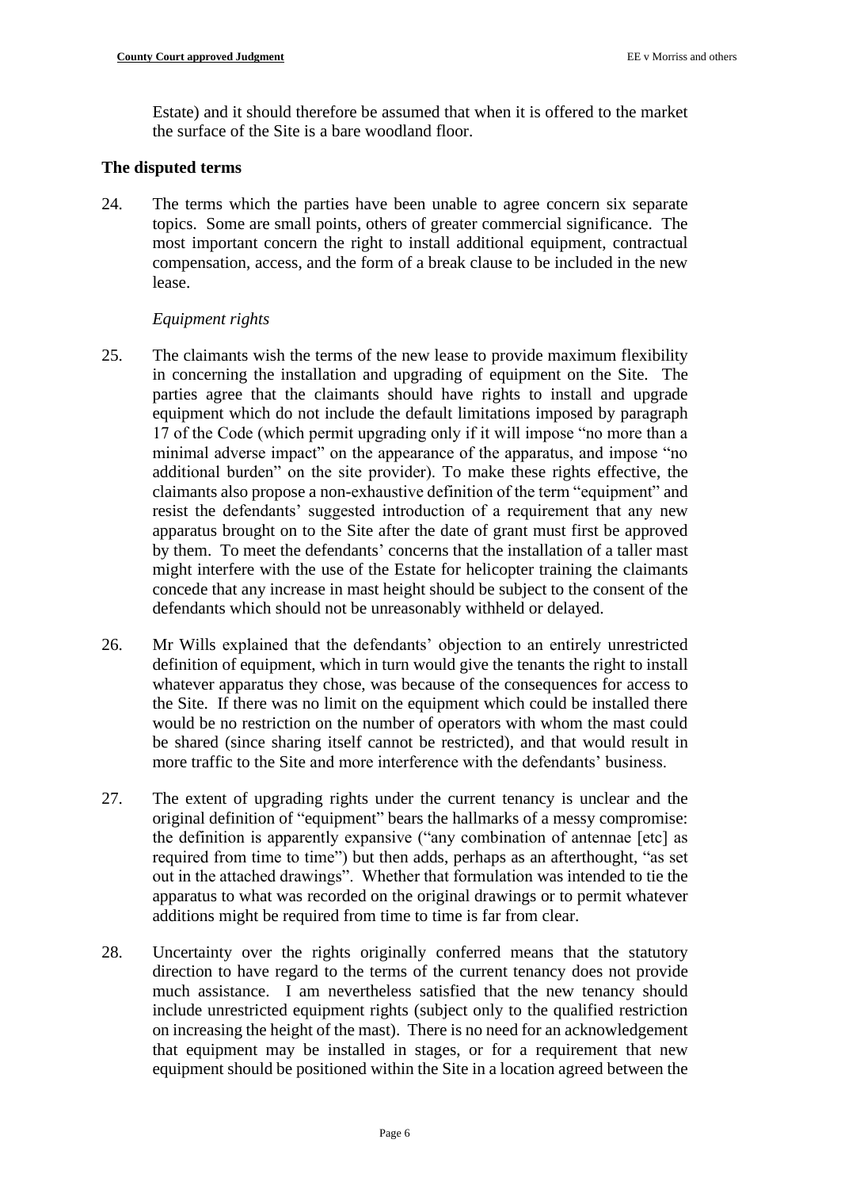Estate) and it should therefore be assumed that when it is offered to the market the surface of the Site is a bare woodland floor.

## The disputed terms

24. The terms which the parties have been unable to agree concern six separate topics. Some are small points, others of greater commercial significance. The most important concern the right to install additional equipment, contractual compensation, access, and the form of a break clause to be included in the new lease.

*Equipment rights*

25. The claimants wish the terms of the new lease to provide maximum flexibility in concerning the installation and upgrading of equipment on the Site. The parties agree that the claimants should have rights to install and upgrade equipment which do not include the default limitations imposed by paragraph 17 of the Code (which permit upgrading only if it will impose "no more than a minimal adverse impact" on the appearance of the apparatus, and impose "no additional burden" on the site provider). To make these rights effective, the claimants also propose a non-exhaustive definition of the term "equipment" and resist the defendants' suggested introduction of a requirement that any new apparatus brought on to the Site after the date of grant must first be approved by them. To meet the defendants' concerns that the installation of a taller mast might interfere with the use of the Estate for helicopter training the claimants concede that any increase in mast height should be subject to the consent of the defendants which should not be unreasonably withheld or delayed.

26. Mr Wills explained that the defendants' objection to an entirely unrestricted definition of equipment, which in turn would give the tenants the right to install whatever apparatus they chose, was because of the consequences for access to the Site. If there was no limit on the equipment which could be installed there would be no restriction on the number of operators with whom the mast could be shared (since sharing itself cannot be restricted), and that would result in more traffic to the Site and more interference with the defendants' business.

27. The extent of upgrading rights under the current tenancy is unclear and the original definition of "equipment" bears the hallmarks of a messy compromise: the definition is apparently expansive ("any combination of antennae [etc] as required from time to time") but then adds, perhaps as an afterthought, "as set out in the attached drawings". Whether that formulation was intended to tie the apparatus to what was recorded on the original drawings or to permit whatever additions might be required from time to time is far from clear.

28. Uncertainty over the rights originally conferred means that the statutory direction to have regard to the terms of the current tenancy does not provide much assistance. I am nevertheless satisfied that the new tenancy should include unrestricted equipment rights (subject only to the qualified restriction on increasing the height of the mast). There is no need for an acknowledgement that equipment may be installed in stages, or for a requirement that new equipment should be positioned within the Site in a location agreed between the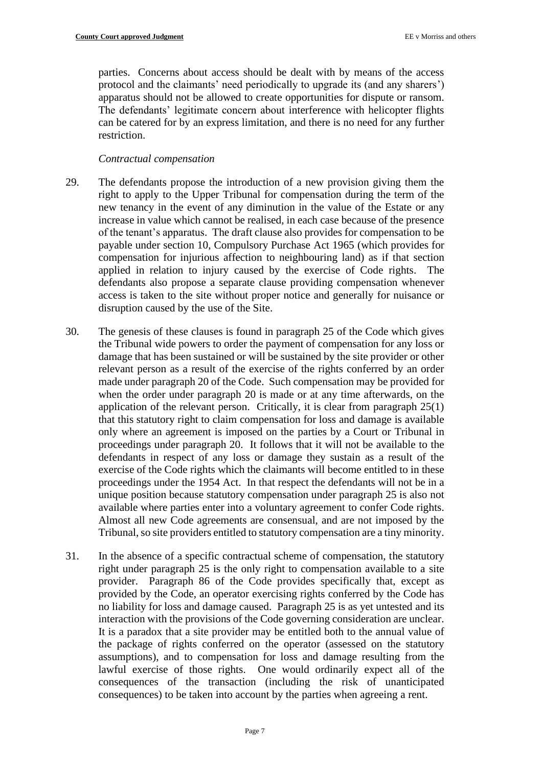parties. Concerns about access should be dealt with by means of the access protocol and the claimants' need periodically to upgrade its (and any sharers') apparatus should not be allowed to create opportunities for dispute or ransom. The defendants' legitimate concern about interference with helicopter flights can be catered for by an express limitation, and there is no need for any further restriction.

*Contractual compensation*

29. The defendants propose the introduction of a new provision giving them the right to apply to the Upper Tribunal for compensation during the term of the new tenancy in the event of any diminution in the value of the Estate or any increase in value which cannot be realised, in each case because of the presence of the tenant's apparatus. The draft clause also provides for compensation to be payable under section 10, Compulsory Purchase Act 1965 (which provides for compensation for injurious affection to neighbouring land) as if that section applied in relation to injury caused by the exercise of Code rights. The defendants also propose a separate clause providing compensation whenever access is taken to the site without proper notice and generally for nuisance or disruption caused by the use of the Site.

30. The genesis of these clauses is found in paragraph 25 of the Code which gives the Tribunal wide powers to order the payment of compensation for any loss or damage that has been sustained or will be sustained by the site provider or other relevant person as a result of the exercise of the rights conferred by an order made under paragraph 20 of the Code. Such compensation may be provided for when the order under paragraph 20 is made or at any time afterwards, on the application of the relevant person. Critically, it is clear from paragraph 25(1) that this statutory right to claim compensation for loss and damage is available only where an agreement is imposed on the parties by a Court or Tribunal in proceedings under paragraph 20. It follows that it will not be available to the defendants in respect of any loss or damage they sustain as a result of the exercise of the Code rights which the claimants will become entitled to in these proceedings under the 1954 Act. In that respect the defendants will not be in a unique position because statutory compensation under paragraph 25 is also not available where parties enter into a voluntary agreement to confer Code rights. Almost all new Code agreements are consensual, and are not imposed by the Tribunal, so site providers entitled to statutory compensation are a tiny minority.

31. In the absence of a specific contractual scheme of compensation, the statutory right under paragraph 25 is the only right to compensation available to a site provider. Paragraph 86 of the Code provides specifically that, except as provided by the Code, an operator exercising rights conferred by the Code has no liability for loss and damage caused. Paragraph 25 is as yet untested and its interaction with the provisions of the Code governing consideration are unclear. It is a paradox that a site provider may be entitled both to the annual value of the package of rights conferred on the operator (assessed on the statutory assumptions), and to compensation for loss and damage resulting from the lawful exercise of those rights. One would ordinarily expect all of the consequences of the transaction (including the risk of unanticipated consequences) to be taken into account by the parties when agreeing a rent.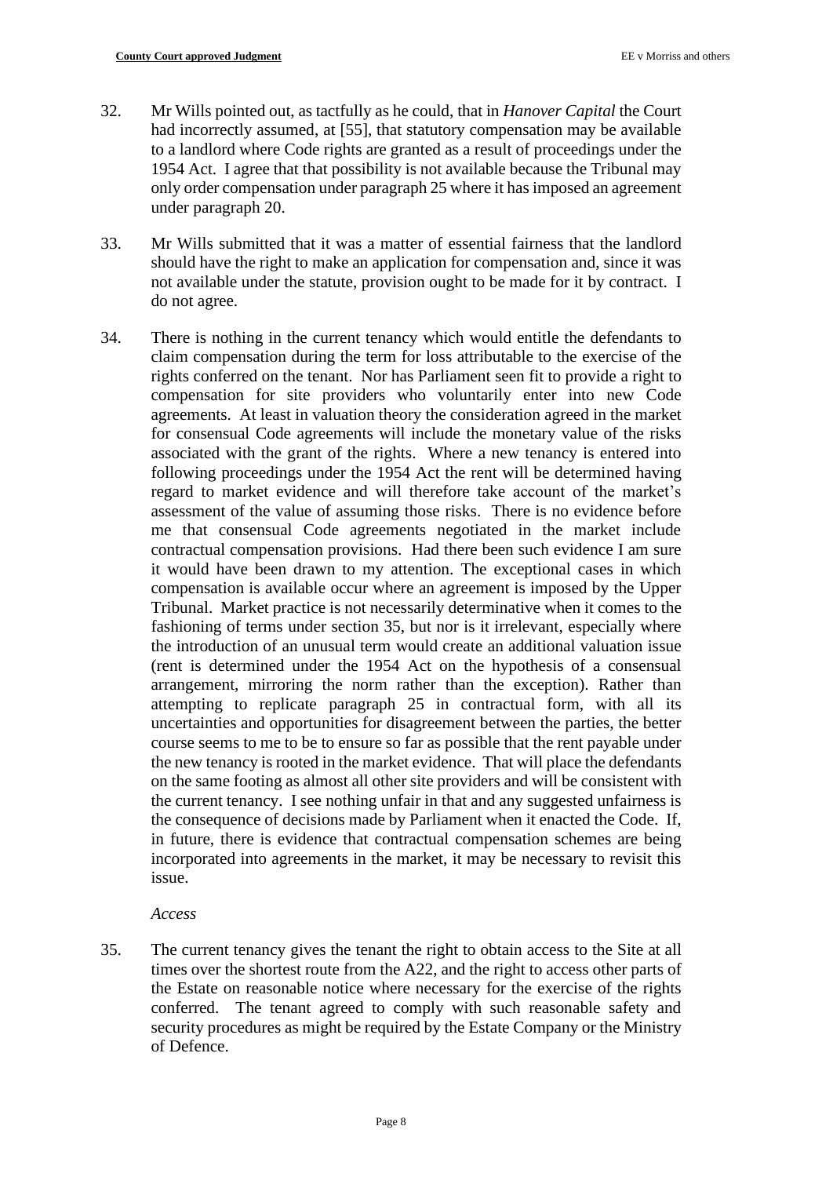32. Mr Wills pointed out, as tactfully as he could, that in *Hanover Capital* the Court had incorrectly assumed, at [55], that statutory compensation may be available to a landlord where Code rights are granted as a result of proceedings under the 1954 Act. I agree that that possibility is not available because the Tribunal may only order compensation under paragraph 25 where it has imposed an agreement under paragraph 20.

33. Mr Wills submitted that it was a matter of essential fairness that the landlord should have the right to make an application for compensation and, since it was not available under the statute, provision ought to be made for it by contract. I do not agree.

34. There is nothing in the current tenancy which would entitle the defendants to claim compensation during the term for loss attributable to the exercise of the rights conferred on the tenant. Nor has Parliament seen fit to provide a right to compensation for site providers who voluntarily enter into new Code agreements. At least in valuation theory the consideration agreed in the market for consensual Code agreements will include the monetary value of the risks associated with the grant of the rights. Where a new tenancy is entered into following proceedings under the 1954 Act the rent will be determined having regard to market evidence and will therefore take account of the market's assessment of the value of assuming those risks. There is no evidence before me that consensual Code agreements negotiated in the market include contractual compensation provisions. Had there been such evidence I am sure it would have been drawn to my attention. The exceptional cases in which compensation is available occur where an agreement is imposed by the Upper Tribunal. Market practice is not necessarily determinative when it comes to the fashioning of terms under section 35, but nor is it irrelevant, especially where the introduction of an unusual term would create an additional valuation issue (rent is determined under the 1954 Act on the hypothesis of a consensual arrangement, mirroring the norm rather than the exception). Rather than attempting to replicate paragraph 25 in contractual form, with all its uncertainties and opportunities for disagreement between the parties, the better course seems to me to be to ensure so far as possible that the rent payable under the new tenancy is rooted in the market evidence. That will place the defendants on the same footing as almost all other site providers and will be consistent with the current tenancy. I see nothing unfair in that and any suggested unfairness is the consequence of decisions made by Parliament when it enacted the Code. If, in future, there is evidence that contractual compensation schemes are being incorporated into agreements in the market, it may be necessary to revisit this issue.

*Access*

35. The current tenancy gives the tenant the right to obtain access to the Site at all times over the shortest route from the A22, and the right to access other parts of the Estate on reasonable notice where necessary for the exercise of the rights conferred. The tenant agreed to comply with such reasonable safety and security procedures as might be required by the Estate Company or the Ministry of Defence.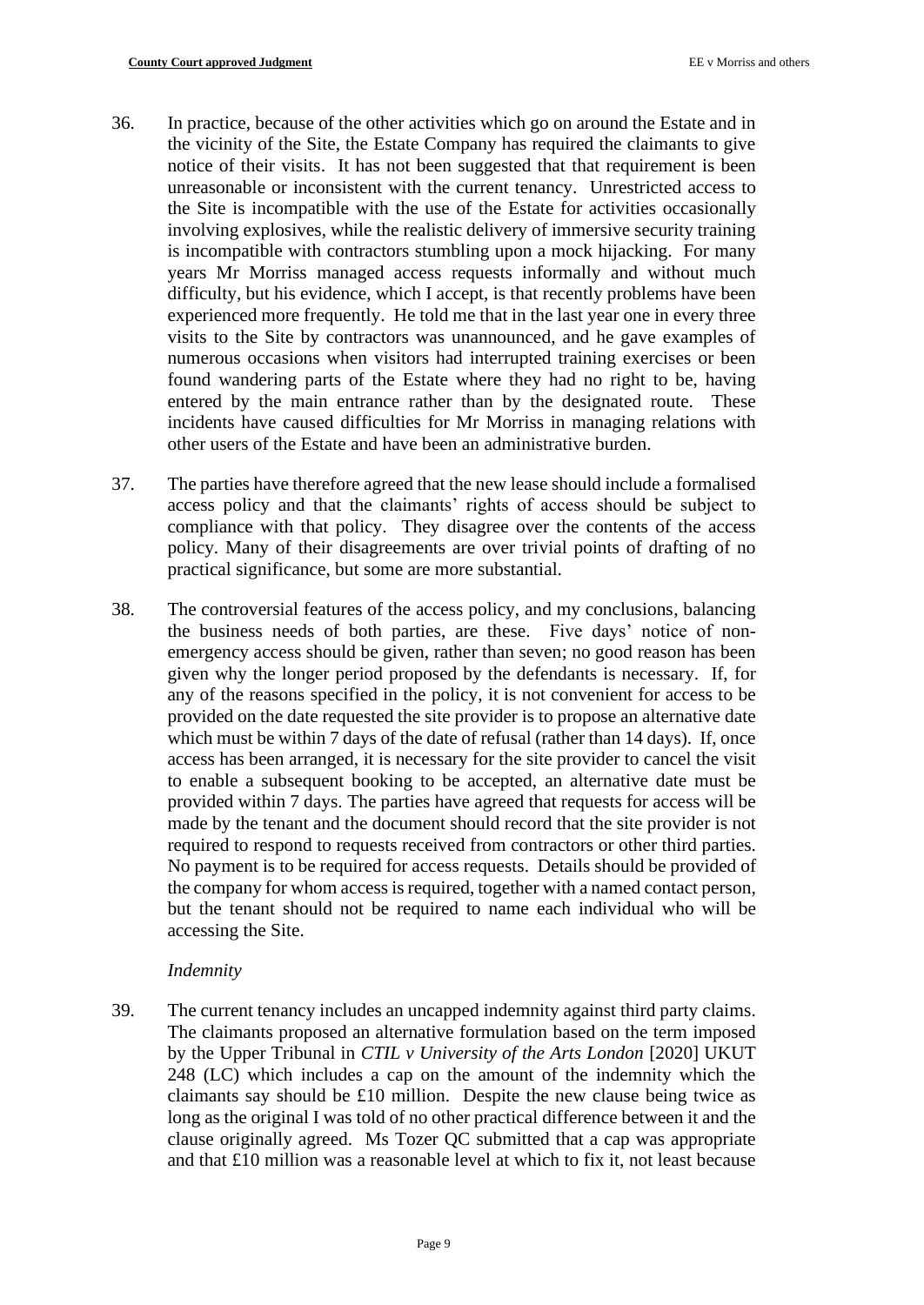36. In practice, because of the other activities which go on around the Estate and in the vicinity of the Site, the Estate Company has required the claimants to give notice of their visits. It has not been suggested that that requirement is been unreasonable or inconsistent with the current tenancy. Unrestricted access to the Site is incompatible with the use of the Estate for activities occasionally involving explosives, while the realistic delivery of immersive security training is incompatible with contractors stumbling upon a mock hijacking. For many years Mr Morriss managed access requests informally and without much difficulty, but his evidence, which I accept, is that recently problems have been experienced more frequently. He told me that in the last year one in every three visits to the Site by contractors was unannounced, and he gave examples of numerous occasions when visitors had interrupted training exercises or been found wandering parts of the Estate where they had no right to be, having entered by the main entrance rather than by the designated route. These incidents have caused difficulties for Mr Morriss in managing relations with other users of the Estate and have been an administrative burden.

37. The parties have therefore agreed that the new lease should include a formalised access policy and that the claimants' rights of access should be subject to compliance with that policy. They disagree over the contents of the access policy. Many of their disagreements are over trivial points of drafting of no practical significance, but some are more substantial.

38. The controversial features of the access policy, and my conclusions, balancing the business needs of both parties, are these. Five days' notice of non-emergency access should be given, rather than seven; no good reason has been given why the longer period proposed by the defendants is necessary. If, for any of the reasons specified in the policy, it is not convenient for access to be provided on the date requested the site provider is to propose an alternative date which must be within 7 days of the date of refusal (rather than 14 days). If, once access has been arranged, it is necessary for the site provider to cancel the visit to enable a subsequent booking to be accepted, an alternative date must be provided within 7 days. The parties have agreed that requests for access will be made by the tenant and the document should record that the site provider is not required to respond to requests received from contractors or other third parties. No payment is to be required for access requests. Details should be provided of the company for whom access is required, together with a named contact person, but the tenant should not be required to name each individual who will be accessing the Site.

*Indemnity*

39. The current tenancy includes an uncapped indemnity against third party claims. The claimants proposed an alternative formulation based on the term imposed by the Upper Tribunal in *CTIL v University of the Arts London* [2020] UKUT 248 (LC) which includes a cap on the amount of the indemnity which the claimants say should be £10 million. Despite the new clause being twice as long as the original I was told of no other practical difference between it and the clause originally agreed. Ms Tozer QC submitted that a cap was appropriate and that £10 million was a reasonable level at which to fix it, not least because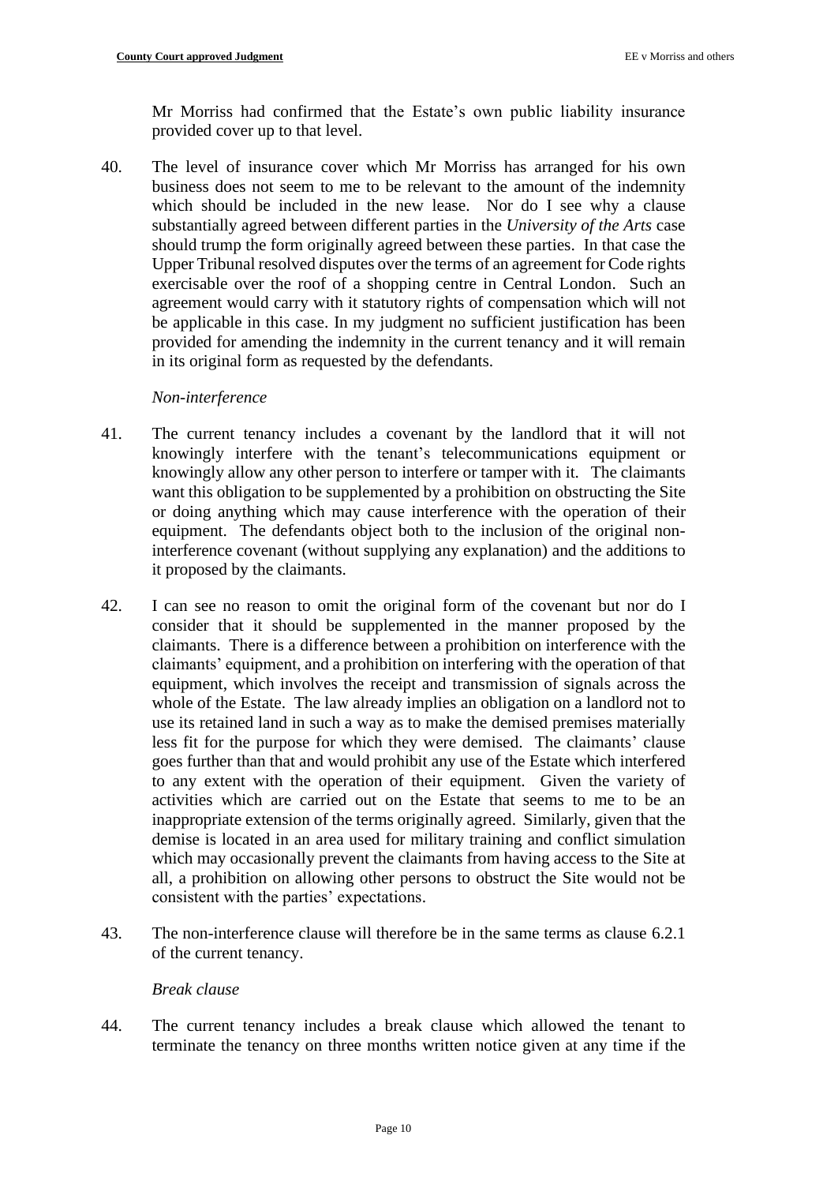Mr Morriss had confirmed that the Estate's own public liability insurance provided cover up to that level.

40. The level of insurance cover which Mr Morriss has arranged for his own business does not seem to me to be relevant to the amount of the indemnity which should be included in the new lease. Nor do I see why a clause substantially agreed between different parties in the *University of the Arts* case should trump the form originally agreed between these parties. In that case the Upper Tribunal resolved disputes over the terms of an agreement for Code rights exercisable over the roof of a shopping centre in Central London. Such an agreement would carry with it statutory rights of compensation which will not be applicable in this case. In my judgment no sufficient justification has been provided for amending the indemnity in the current tenancy and it will remain in its original form as requested by the defendants.

*Non-interference*

41. The current tenancy includes a covenant by the landlord that it will not knowingly interfere with the tenant's telecommunications equipment or knowingly allow any other person to interfere or tamper with it. The claimants want this obligation to be supplemented by a prohibition on obstructing the Site or doing anything which may cause interference with the operation of their equipment. The defendants object both to the inclusion of the original non-interference covenant (without supplying any explanation) and the additions to it proposed by the claimants.

42. I can see no reason to omit the original form of the covenant but nor do I consider that it should be supplemented in the manner proposed by the claimants. There is a difference between a prohibition on interference with the claimants' equipment, and a prohibition on interfering with the operation of that equipment, which involves the receipt and transmission of signals across the whole of the Estate. The law already implies an obligation on a landlord not to use its retained land in such a way as to make the demised premises materially less fit for the purpose for which they were demised. The claimants' clause goes further than that and would prohibit any use of the Estate which interfered to any extent with the operation of their equipment. Given the variety of activities which are carried out on the Estate that seems to me to be an inappropriate extension of the terms originally agreed. Similarly, given that the demise is located in an area used for military training and conflict simulation which may occasionally prevent the claimants from having access to the Site at all, a prohibition on allowing other persons to obstruct the Site would not be consistent with the parties' expectations.

43. The non-interference clause will therefore be in the same terms as clause 6.2.1 of the current tenancy.

*Break clause*

44. The current tenancy includes a break clause which allowed the tenant to terminate the tenancy on three months written notice given at any time if the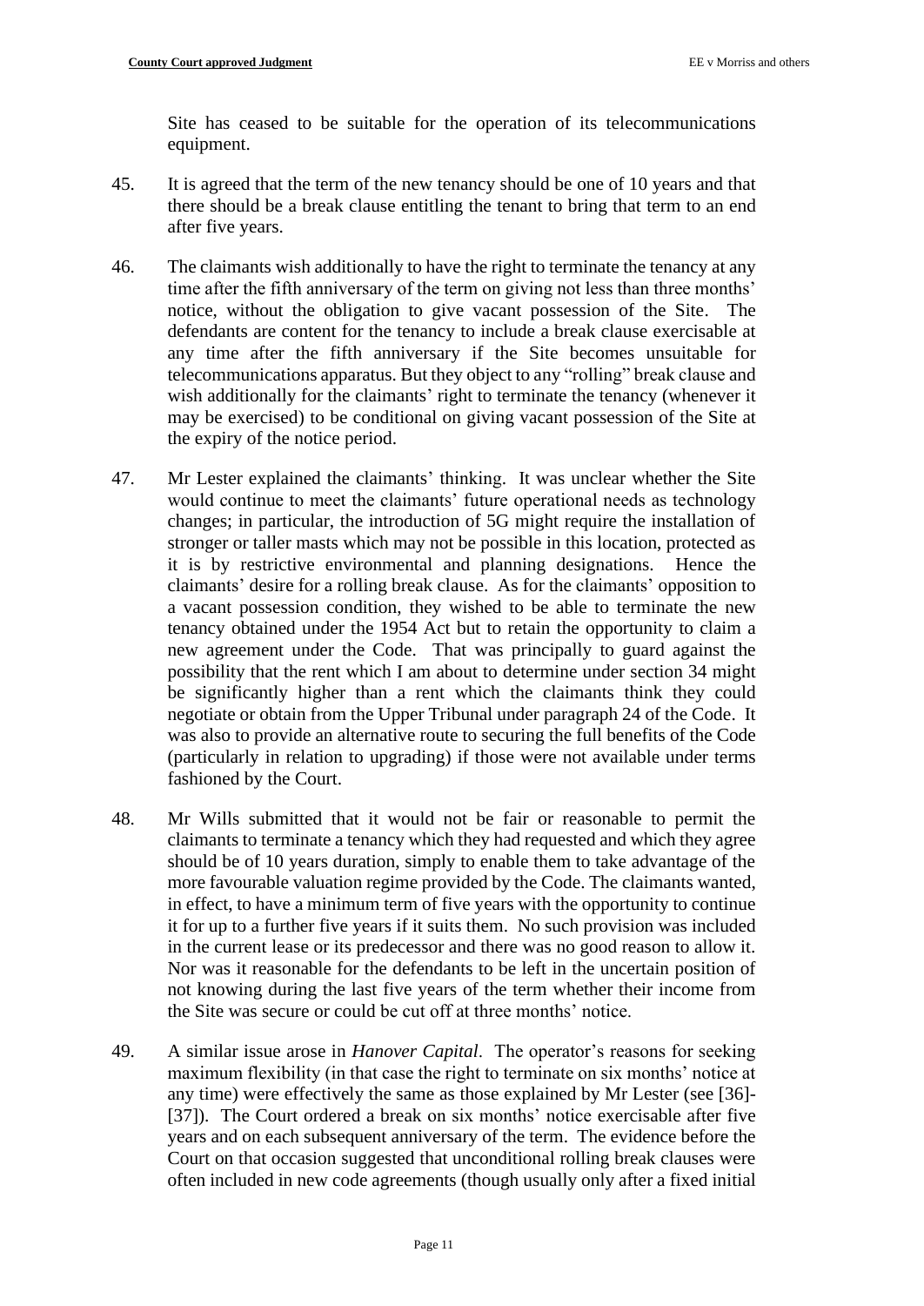Site has ceased to be suitable for the operation of its telecommunications equipment.

45. It is agreed that the term of the new tenancy should be one of 10 years and that there should be a break clause entitling the tenant to bring that term to an end after five years.

46. The claimants wish additionally to have the right to terminate the tenancy at any time after the fifth anniversary of the term on giving not less than three months' notice, without the obligation to give vacant possession of the Site. The defendants are content for the tenancy to include a break clause exercisable at any time after the fifth anniversary if the Site becomes unsuitable for telecommunications apparatus. But they object to any "rolling" break clause and wish additionally for the claimants' right to terminate the tenancy (whenever it may be exercised) to be conditional on giving vacant possession of the Site at the expiry of the notice period.

47. Mr Lester explained the claimants' thinking. It was unclear whether the Site would continue to meet the claimants' future operational needs as technology changes; in particular, the introduction of 5G might require the installation of stronger or taller masts which may not be possible in this location, protected as it is by restrictive environmental and planning designations. Hence the claimants' desire for a rolling break clause. As for the claimants' opposition to a vacant possession condition, they wished to be able to terminate the new tenancy obtained under the 1954 Act but to retain the opportunity to claim a new agreement under the Code. That was principally to guard against the possibility that the rent which I am about to determine under section 34 might be significantly higher than a rent which the claimants think they could negotiate or obtain from the Upper Tribunal under paragraph 24 of the Code. It was also to provide an alternative route to securing the full benefits of the Code (particularly in relation to upgrading) if those were not available under terms fashioned by the Court.

48. Mr Wills submitted that it would not be fair or reasonable to permit the claimants to terminate a tenancy which they had requested and which they agree should be of 10 years duration, simply to enable them to take advantage of the more favourable valuation regime provided by the Code. The claimants wanted, in effect, to have a minimum term of five years with the opportunity to continue it for up to a further five years if it suits them. No such provision was included in the current lease or its predecessor and there was no good reason to allow it. Nor was it reasonable for the defendants to be left in the uncertain position of not knowing during the last five years of the term whether their income from the Site was secure or could be cut off at three months' notice.

49. A similar issue arose in *Hanover Capital*. The operator's reasons for seeking maximum flexibility (in that case the right to terminate on six months' notice at any time) were effectively the same as those explained by Mr Lester (see [36]-[37]). The Court ordered a break on six months' notice exercisable after five years and on each subsequent anniversary of the term. The evidence before the Court on that occasion suggested that unconditional rolling break clauses were often included in new code agreements (though usually only after a fixed initial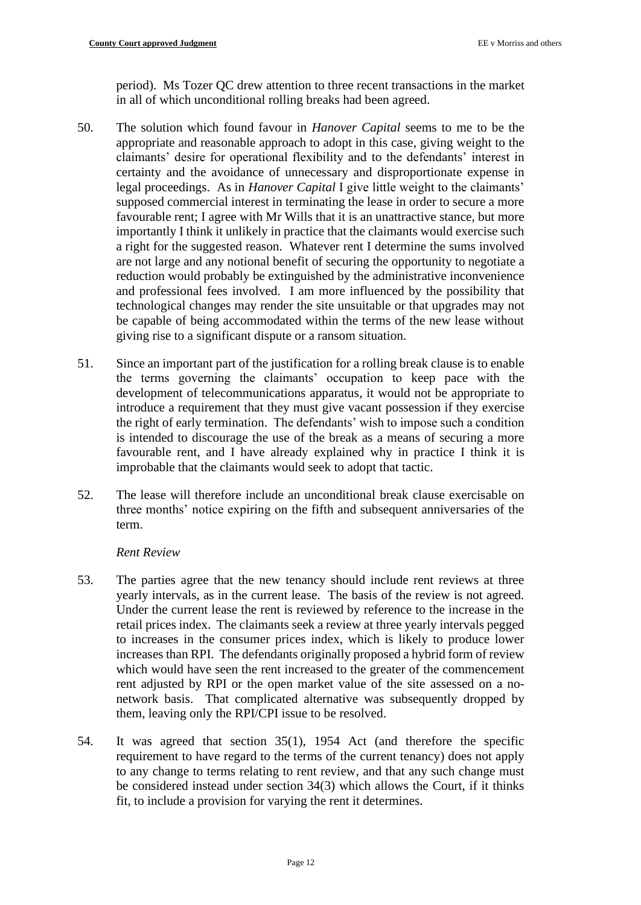period). Ms Tozer QC drew attention to three recent transactions in the market in all of which unconditional rolling breaks had been agreed.

50. The solution which found favour in *Hanover Capital* seems to me to be the appropriate and reasonable approach to adopt in this case, giving weight to the claimants' desire for operational flexibility and to the defendants' interest in certainty and the avoidance of unnecessary and disproportionate expense in legal proceedings. As in *Hanover Capital* I give little weight to the claimants' supposed commercial interest in terminating the lease in order to secure a more favourable rent; I agree with Mr Wills that it is an unattractive stance, but more importantly I think it unlikely in practice that the claimants would exercise such a right for the suggested reason. Whatever rent I determine the sums involved are not large and any notional benefit of securing the opportunity to negotiate a reduction would probably be extinguished by the administrative inconvenience and professional fees involved. I am more influenced by the possibility that technological changes may render the site unsuitable or that upgrades may not be capable of being accommodated within the terms of the new lease without giving rise to a significant dispute or a ransom situation.

51. Since an important part of the justification for a rolling break clause is to enable the terms governing the claimants' occupation to keep pace with the development of telecommunications apparatus, it would not be appropriate to introduce a requirement that they must give vacant possession if they exercise the right of early termination. The defendants' wish to impose such a condition is intended to discourage the use of the break as a means of securing a more favourable rent, and I have already explained why in practice I think it is improbable that the claimants would seek to adopt that tactic.

52. The lease will therefore include an unconditional break clause exercisable on three months' notice expiring on the fifth and subsequent anniversaries of the term.

*Rent Review*

53. The parties agree that the new tenancy should include rent reviews at three yearly intervals, as in the current lease. The basis of the review is not agreed. Under the current lease the rent is reviewed by reference to the increase in the retail prices index. The claimants seek a review at three yearly intervals pegged to increases in the consumer prices index, which is likely to produce lower increases than RPI. The defendants originally proposed a hybrid form of review which would have seen the rent increased to the greater of the commencement rent adjusted by RPI or the open market value of the site assessed on a no-network basis. That complicated alternative was subsequently dropped by them, leaving only the RPI/CPI issue to be resolved.

54. It was agreed that section 35(1), 1954 Act (and therefore the specific requirement to have regard to the terms of the current tenancy) does not apply to any change to terms relating to rent review, and that any such change must be considered instead under section 34(3) which allows the Court, if it thinks fit, to include a provision for varying the rent it determines.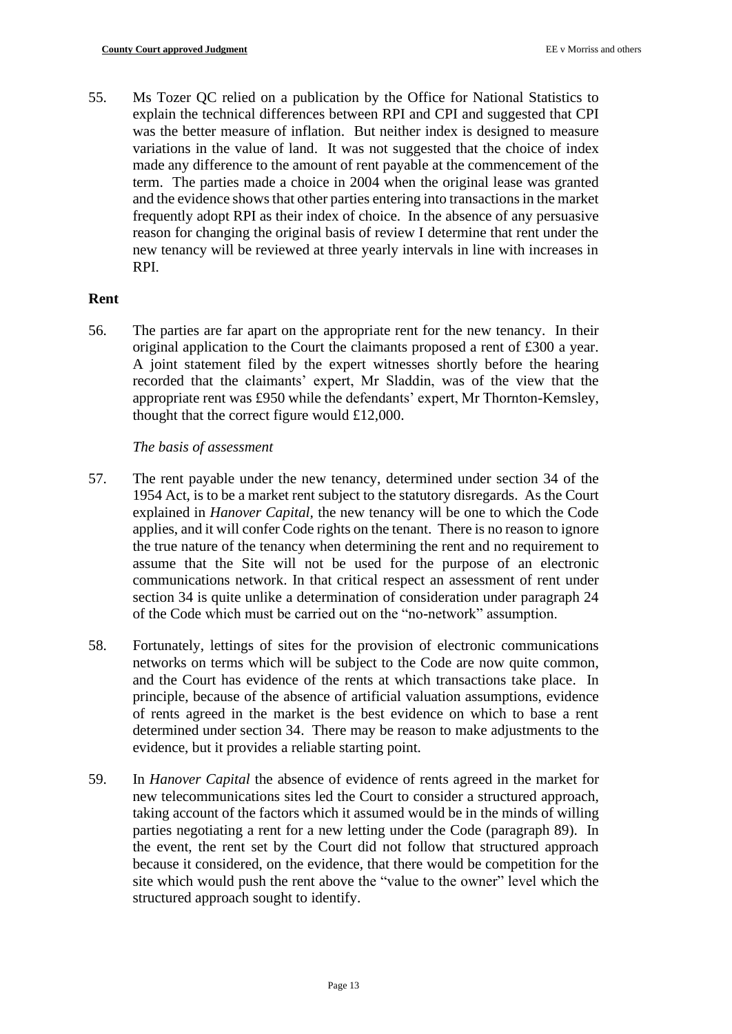55. Ms Tozer QC relied on a publication by the Office for National Statistics to explain the technical differences between RPI and CPI and suggested that CPI was the better measure of inflation. But neither index is designed to measure variations in the value of land. It was not suggested that the choice of index made any difference to the amount of rent payable at the commencement of the term. The parties made a choice in 2004 when the original lease was granted and the evidence shows that other parties entering into transactions in the market frequently adopt RPI as their index of choice. In the absence of any persuasive reason for changing the original basis of review I determine that rent under the new tenancy will be reviewed at three yearly intervals in line with increases in RPI.

## Rent

56. The parties are far apart on the appropriate rent for the new tenancy. In their original application to the Court the claimants proposed a rent of £300 a year. A joint statement filed by the expert witnesses shortly before the hearing recorded that the claimants' expert, Mr Sladdin, was of the view that the appropriate rent was £950 while the defendants' expert, Mr Thornton-Kemsley, thought that the correct figure would £12,000.

*The basis of assessment*

57. The rent payable under the new tenancy, determined under section 34 of the 1954 Act, is to be a market rent subject to the statutory disregards. As the Court explained in *Hanover Capital,* the new tenancy will be one to which the Code applies, and it will confer Code rights on the tenant. There is no reason to ignore the true nature of the tenancy when determining the rent and no requirement to assume that the Site will not be used for the purpose of an electronic communications network. In that critical respect an assessment of rent under section 34 is quite unlike a determination of consideration under paragraph 24 of the Code which must be carried out on the "no-network" assumption.

58. Fortunately, lettings of sites for the provision of electronic communications networks on terms which will be subject to the Code are now quite common, and the Court has evidence of the rents at which transactions take place. In principle, because of the absence of artificial valuation assumptions, evidence of rents agreed in the market is the best evidence on which to base a rent determined under section 34. There may be reason to make adjustments to the evidence, but it provides a reliable starting point.

59. In *Hanover Capital* the absence of evidence of rents agreed in the market for new telecommunications sites led the Court to consider a structured approach, taking account of the factors which it assumed would be in the minds of willing parties negotiating a rent for a new letting under the Code (paragraph 89). In the event, the rent set by the Court did not follow that structured approach because it considered, on the evidence, that there would be competition for the site which would push the rent above the "value to the owner" level which the structured approach sought to identify.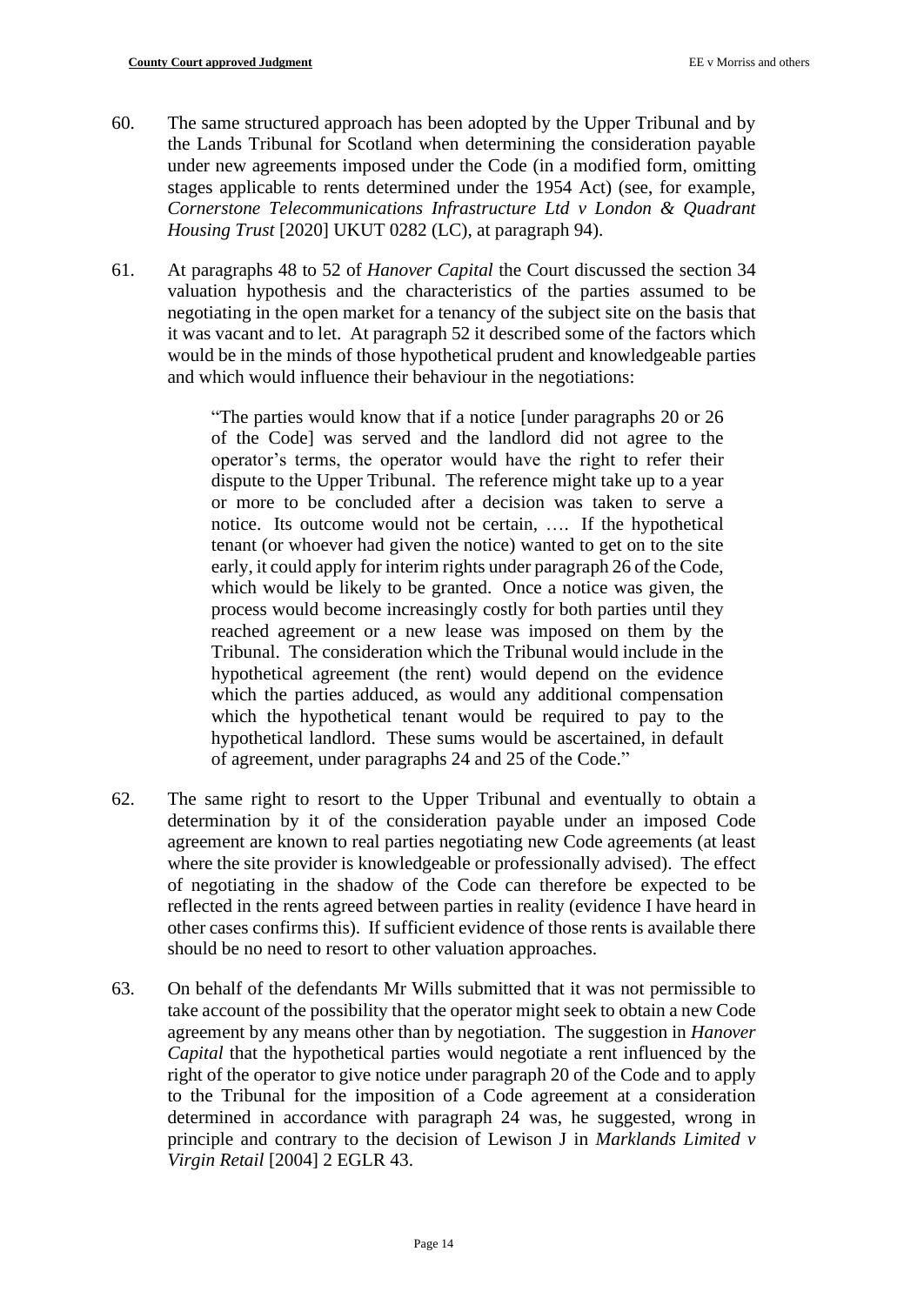60. The same structured approach has been adopted by the Upper Tribunal and by the Lands Tribunal for Scotland when determining the consideration payable under new agreements imposed under the Code (in a modified form, omitting stages applicable to rents determined under the 1954 Act) (see, for example, *Cornerstone Telecommunications Infrastructure Ltd v London & Quadrant Housing Trust* [2020] UKUT 0282 (LC), at paragraph 94).

61. At paragraphs 48 to 52 of *Hanover Capital* the Court discussed the section 34 valuation hypothesis and the characteristics of the parties assumed to be negotiating in the open market for a tenancy of the subject site on the basis that it was vacant and to let. At paragraph 52 it described some of the factors which would be in the minds of those hypothetical prudent and knowledgeable parties and which would influence their behaviour in the negotiations:

> "The parties would know that if a notice [under paragraphs 20 or 26 of the Code] was served and the landlord did not agree to the operator's terms, the operator would have the right to refer their dispute to the Upper Tribunal. The reference might take up to a year or more to be concluded after a decision was taken to serve a notice. Its outcome would not be certain, …. If the hypothetical tenant (or whoever had given the notice) wanted to get on to the site early, it could apply for interim rights under paragraph 26 of the Code, which would be likely to be granted. Once a notice was given, the process would become increasingly costly for both parties until they reached agreement or a new lease was imposed on them by the Tribunal. The consideration which the Tribunal would include in the hypothetical agreement (the rent) would depend on the evidence which the parties adduced, as would any additional compensation which the hypothetical tenant would be required to pay to the hypothetical landlord. These sums would be ascertained, in default of agreement, under paragraphs 24 and 25 of the Code."

62. The same right to resort to the Upper Tribunal and eventually to obtain a determination by it of the consideration payable under an imposed Code agreement are known to real parties negotiating new Code agreements (at least where the site provider is knowledgeable or professionally advised). The effect of negotiating in the shadow of the Code can therefore be expected to be reflected in the rents agreed between parties in reality (evidence I have heard in other cases confirms this). If sufficient evidence of those rents is available there should be no need to resort to other valuation approaches.

63. On behalf of the defendants Mr Wills submitted that it was not permissible to take account of the possibility that the operator might seek to obtain a new Code agreement by any means other than by negotiation. The suggestion in *Hanover Capital* that the hypothetical parties would negotiate a rent influenced by the right of the operator to give notice under paragraph 20 of the Code and to apply to the Tribunal for the imposition of a Code agreement at a consideration determined in accordance with paragraph 24 was, he suggested, wrong in principle and contrary to the decision of Lewison J in *Marklands Limited v Virgin Retail* [2004] 2 EGLR 43.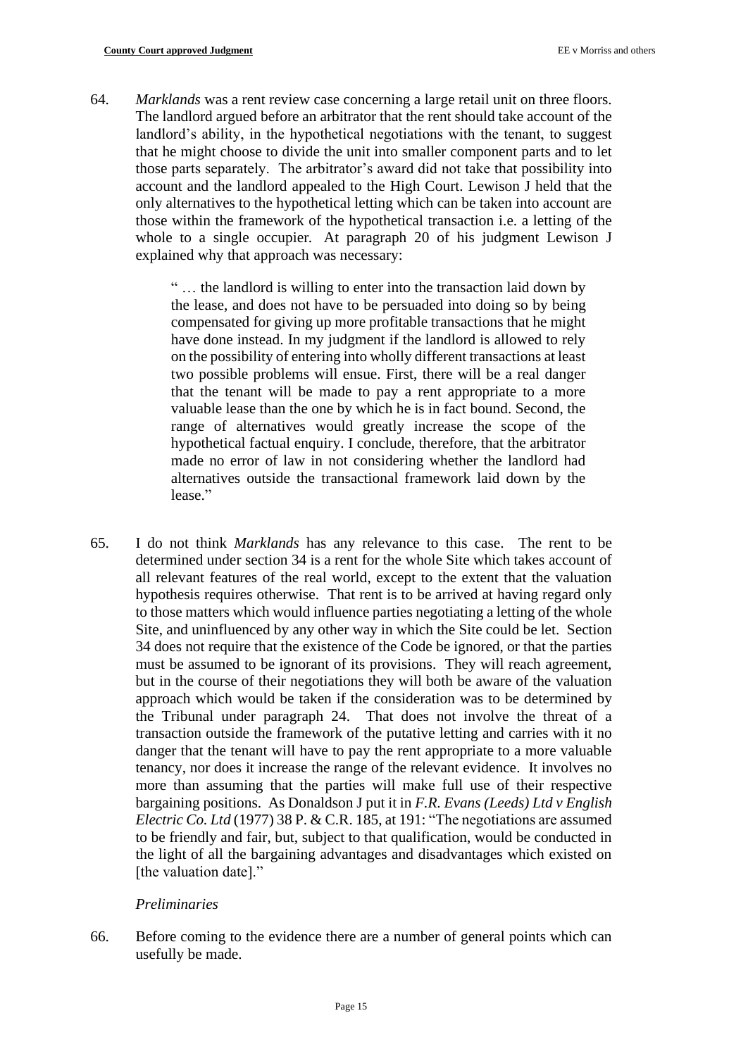64. *Marklands* was a rent review case concerning a large retail unit on three floors. The landlord argued before an arbitrator that the rent should take account of the landlord's ability, in the hypothetical negotiations with the tenant, to suggest that he might choose to divide the unit into smaller component parts and to let those parts separately. The arbitrator's award did not take that possibility into account and the landlord appealed to the High Court. Lewison J held that the only alternatives to the hypothetical letting which can be taken into account are those within the framework of the hypothetical transaction i.e. a letting of the whole to a single occupier. At paragraph 20 of his judgment Lewison J explained why that approach was necessary:

> " … the landlord is willing to enter into the transaction laid down by the lease, and does not have to be persuaded into doing so by being compensated for giving up more profitable transactions that he might have done instead. In my judgment if the landlord is allowed to rely on the possibility of entering into wholly different transactions at least two possible problems will ensue. First, there will be a real danger that the tenant will be made to pay a rent appropriate to a more valuable lease than the one by which he is in fact bound. Second, the range of alternatives would greatly increase the scope of the hypothetical factual enquiry. I conclude, therefore, that the arbitrator made no error of law in not considering whether the landlord had alternatives outside the transactional framework laid down by the lease."

65. I do not think *Marklands* has any relevance to this case. The rent to be determined under section 34 is a rent for the whole Site which takes account of all relevant features of the real world, except to the extent that the valuation hypothesis requires otherwise. That rent is to be arrived at having regard only to those matters which would influence parties negotiating a letting of the whole Site, and uninfluenced by any other way in which the Site could be let. Section 34 does not require that the existence of the Code be ignored, or that the parties must be assumed to be ignorant of its provisions. They will reach agreement, but in the course of their negotiations they will both be aware of the valuation approach which would be taken if the consideration was to be determined by the Tribunal under paragraph 24. That does not involve the threat of a transaction outside the framework of the putative letting and carries with it no danger that the tenant will have to pay the rent appropriate to a more valuable tenancy, nor does it increase the range of the relevant evidence. It involves no more than assuming that the parties will make full use of their respective bargaining positions. As Donaldson J put it in *F.R. Evans (Leeds) Ltd v English Electric Co. Ltd* (1977) 38 P. & C.R. 185, at 191: "The negotiations are assumed to be friendly and fair, but, subject to that qualification, would be conducted in the light of all the bargaining advantages and disadvantages which existed on [the valuation date]."

*Preliminaries*

66. Before coming to the evidence there are a number of general points which can usefully be made.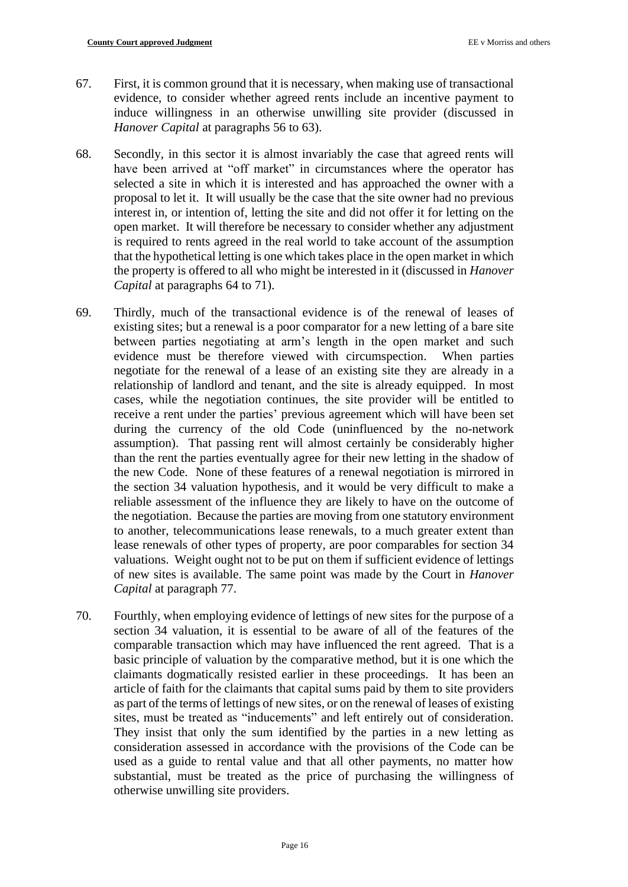67. First, it is common ground that it is necessary, when making use of transactional evidence, to consider whether agreed rents include an incentive payment to induce willingness in an otherwise unwilling site provider (discussed in *Hanover Capital* at paragraphs 56 to 63).

68. Secondly, in this sector it is almost invariably the case that agreed rents will have been arrived at "off market" in circumstances where the operator has selected a site in which it is interested and has approached the owner with a proposal to let it. It will usually be the case that the site owner had no previous interest in, or intention of, letting the site and did not offer it for letting on the open market. It will therefore be necessary to consider whether any adjustment is required to rents agreed in the real world to take account of the assumption that the hypothetical letting is one which takes place in the open market in which the property is offered to all who might be interested in it (discussed in *Hanover Capital* at paragraphs 64 to 71).

69. Thirdly, much of the transactional evidence is of the renewal of leases of existing sites; but a renewal is a poor comparator for a new letting of a bare site between parties negotiating at arm's length in the open market and such evidence must be therefore viewed with circumspection. When parties negotiate for the renewal of a lease of an existing site they are already in a relationship of landlord and tenant, and the site is already equipped. In most cases, while the negotiation continues, the site provider will be entitled to receive a rent under the parties' previous agreement which will have been set during the currency of the old Code (uninfluenced by the no-network assumption). That passing rent will almost certainly be considerably higher than the rent the parties eventually agree for their new letting in the shadow of the new Code. None of these features of a renewal negotiation is mirrored in the section 34 valuation hypothesis, and it would be very difficult to make a reliable assessment of the influence they are likely to have on the outcome of the negotiation. Because the parties are moving from one statutory environment to another, telecommunications lease renewals, to a much greater extent than lease renewals of other types of property, are poor comparables for section 34 valuations. Weight ought not to be put on them if sufficient evidence of lettings of new sites is available. The same point was made by the Court in *Hanover Capital* at paragraph 77.

70. Fourthly, when employing evidence of lettings of new sites for the purpose of a section 34 valuation, it is essential to be aware of all of the features of the comparable transaction which may have influenced the rent agreed. That is a basic principle of valuation by the comparative method, but it is one which the claimants dogmatically resisted earlier in these proceedings. It has been an article of faith for the claimants that capital sums paid by them to site providers as part of the terms of lettings of new sites, or on the renewal of leases of existing sites, must be treated as "inducements" and left entirely out of consideration. They insist that only the sum identified by the parties in a new letting as consideration assessed in accordance with the provisions of the Code can be used as a guide to rental value and that all other payments, no matter how substantial, must be treated as the price of purchasing the willingness of otherwise unwilling site providers.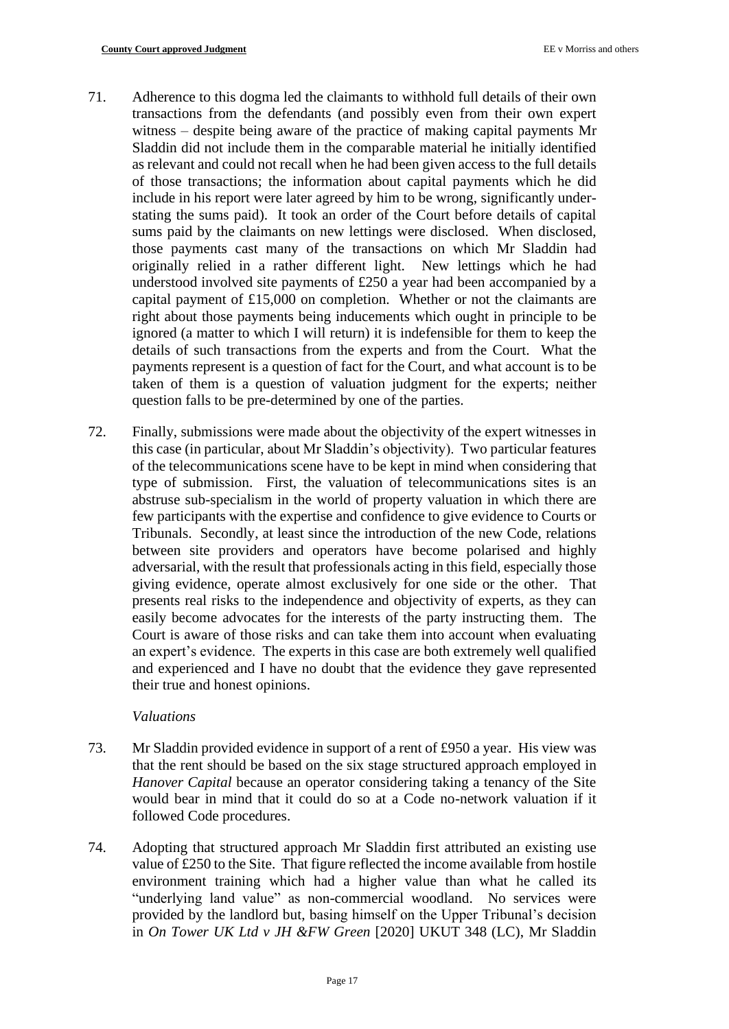71. Adherence to this dogma led the claimants to withhold full details of their own transactions from the defendants (and possibly even from their own expert witness – despite being aware of the practice of making capital payments Mr Sladdin did not include them in the comparable material he initially identified as relevant and could not recall when he had been given access to the full details of those transactions; the information about capital payments which he did include in his report were later agreed by him to be wrong, significantly under-stating the sums paid). It took an order of the Court before details of capital sums paid by the claimants on new lettings were disclosed. When disclosed, those payments cast many of the transactions on which Mr Sladdin had originally relied in a rather different light. New lettings which he had understood involved site payments of £250 a year had been accompanied by a capital payment of £15,000 on completion. Whether or not the claimants are right about those payments being inducements which ought in principle to be ignored (a matter to which I will return) it is indefensible for them to keep the details of such transactions from the experts and from the Court. What the payments represent is a question of fact for the Court, and what account is to be taken of them is a question of valuation judgment for the experts; neither question falls to be pre-determined by one of the parties.

72. Finally, submissions were made about the objectivity of the expert witnesses in this case (in particular, about Mr Sladdin's objectivity). Two particular features of the telecommunications scene have to be kept in mind when considering that type of submission. First, the valuation of telecommunications sites is an abstruse sub-specialism in the world of property valuation in which there are few participants with the expertise and confidence to give evidence to Courts or Tribunals. Secondly, at least since the introduction of the new Code, relations between site providers and operators have become polarised and highly adversarial, with the result that professionals acting in this field, especially those giving evidence, operate almost exclusively for one side or the other. That presents real risks to the independence and objectivity of experts, as they can easily become advocates for the interests of the party instructing them. The Court is aware of those risks and can take them into account when evaluating an expert's evidence. The experts in this case are both extremely well qualified and experienced and I have no doubt that the evidence they gave represented their true and honest opinions.

*Valuations*

73. Mr Sladdin provided evidence in support of a rent of £950 a year. His view was that the rent should be based on the six stage structured approach employed in *Hanover Capital* because an operator considering taking a tenancy of the Site would bear in mind that it could do so at a Code no-network valuation if it followed Code procedures.

74. Adopting that structured approach Mr Sladdin first attributed an existing use value of £250 to the Site. That figure reflected the income available from hostile environment training which had a higher value than what he called its "underlying land value" as non-commercial woodland. No services were provided by the landlord but, basing himself on the Upper Tribunal's decision in *On Tower UK Ltd v JH &FW Green* [2020] UKUT 348 (LC), Mr Sladdin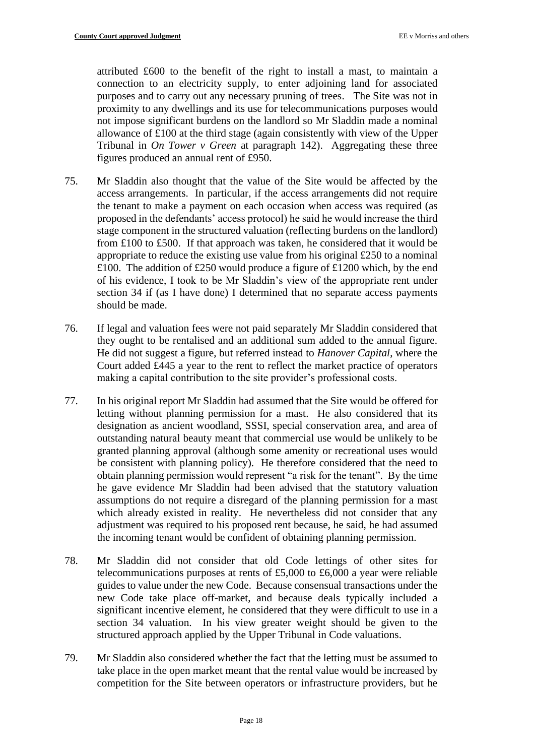attributed £600 to the benefit of the right to install a mast, to maintain a connection to an electricity supply, to enter adjoining land for associated purposes and to carry out any necessary pruning of trees. The Site was not in proximity to any dwellings and its use for telecommunications purposes would not impose significant burdens on the landlord so Mr Sladdin made a nominal allowance of £100 at the third stage (again consistently with view of the Upper Tribunal in *On Tower v Green* at paragraph 142). Aggregating these three figures produced an annual rent of £950.

75. Mr Sladdin also thought that the value of the Site would be affected by the access arrangements. In particular, if the access arrangements did not require the tenant to make a payment on each occasion when access was required (as proposed in the defendants' access protocol) he said he would increase the third stage component in the structured valuation (reflecting burdens on the landlord) from £100 to £500. If that approach was taken, he considered that it would be appropriate to reduce the existing use value from his original £250 to a nominal £100. The addition of £250 would produce a figure of £1200 which, by the end of his evidence, I took to be Mr Sladdin's view of the appropriate rent under section 34 if (as I have done) I determined that no separate access payments should be made.

76. If legal and valuation fees were not paid separately Mr Sladdin considered that they ought to be rentalised and an additional sum added to the annual figure. He did not suggest a figure, but referred instead to *Hanover Capital*, where the Court added £445 a year to the rent to reflect the market practice of operators making a capital contribution to the site provider's professional costs.

77. In his original report Mr Sladdin had assumed that the Site would be offered for letting without planning permission for a mast. He also considered that its designation as ancient woodland, SSSI, special conservation area, and area of outstanding natural beauty meant that commercial use would be unlikely to be granted planning approval (although some amenity or recreational uses would be consistent with planning policy). He therefore considered that the need to obtain planning permission would represent "a risk for the tenant". By the time he gave evidence Mr Sladdin had been advised that the statutory valuation assumptions do not require a disregard of the planning permission for a mast which already existed in reality. He nevertheless did not consider that any adjustment was required to his proposed rent because, he said, he had assumed the incoming tenant would be confident of obtaining planning permission.

78. Mr Sladdin did not consider that old Code lettings of other sites for telecommunications purposes at rents of £5,000 to £6,000 a year were reliable guides to value under the new Code. Because consensual transactions under the new Code take place off-market, and because deals typically included a significant incentive element, he considered that they were difficult to use in a section 34 valuation. In his view greater weight should be given to the structured approach applied by the Upper Tribunal in Code valuations.

79. Mr Sladdin also considered whether the fact that the letting must be assumed to take place in the open market meant that the rental value would be increased by competition for the Site between operators or infrastructure providers, but he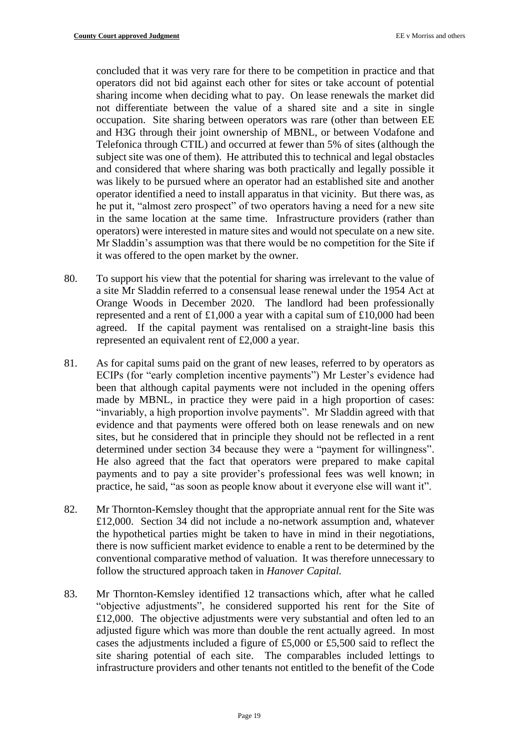concluded that it was very rare for there to be competition in practice and that operators did not bid against each other for sites or take account of potential sharing income when deciding what to pay. On lease renewals the market did not differentiate between the value of a shared site and a site in single occupation. Site sharing between operators was rare (other than between EE and H3G through their joint ownership of MBNL, or between Vodafone and Telefonica through CTIL) and occurred at fewer than 5% of sites (although the subject site was one of them). He attributed this to technical and legal obstacles and considered that where sharing was both practically and legally possible it was likely to be pursued where an operator had an established site and another operator identified a need to install apparatus in that vicinity. But there was, as he put it, "almost zero prospect" of two operators having a need for a new site in the same location at the same time. Infrastructure providers (rather than operators) were interested in mature sites and would not speculate on a new site. Mr Sladdin's assumption was that there would be no competition for the Site if it was offered to the open market by the owner.

80. To support his view that the potential for sharing was irrelevant to the value of a site Mr Sladdin referred to a consensual lease renewal under the 1954 Act at Orange Woods in December 2020. The landlord had been professionally represented and a rent of £1,000 a year with a capital sum of £10,000 had been agreed. If the capital payment was rentalised on a straight-line basis this represented an equivalent rent of £2,000 a year.

81. As for capital sums paid on the grant of new leases, referred to by operators as ECIPs (for "early completion incentive payments") Mr Lester's evidence had been that although capital payments were not included in the opening offers made by MBNL, in practice they were paid in a high proportion of cases: "invariably, a high proportion involve payments". Mr Sladdin agreed with that evidence and that payments were offered both on lease renewals and on new sites, but he considered that in principle they should not be reflected in a rent determined under section 34 because they were a "payment for willingness". He also agreed that the fact that operators were prepared to make capital payments and to pay a site provider's professional fees was well known; in practice, he said, "as soon as people know about it everyone else will want it".

82. Mr Thornton-Kemsley thought that the appropriate annual rent for the Site was £12,000. Section 34 did not include a no-network assumption and, whatever the hypothetical parties might be taken to have in mind in their negotiations, there is now sufficient market evidence to enable a rent to be determined by the conventional comparative method of valuation. It was therefore unnecessary to follow the structured approach taken in *Hanover Capital.*

83. Mr Thornton-Kemsley identified 12 transactions which, after what he called "objective adjustments", he considered supported his rent for the Site of £12,000. The objective adjustments were very substantial and often led to an adjusted figure which was more than double the rent actually agreed. In most cases the adjustments included a figure of £5,000 or £5,500 said to reflect the site sharing potential of each site. The comparables included lettings to infrastructure providers and other tenants not entitled to the benefit of the Code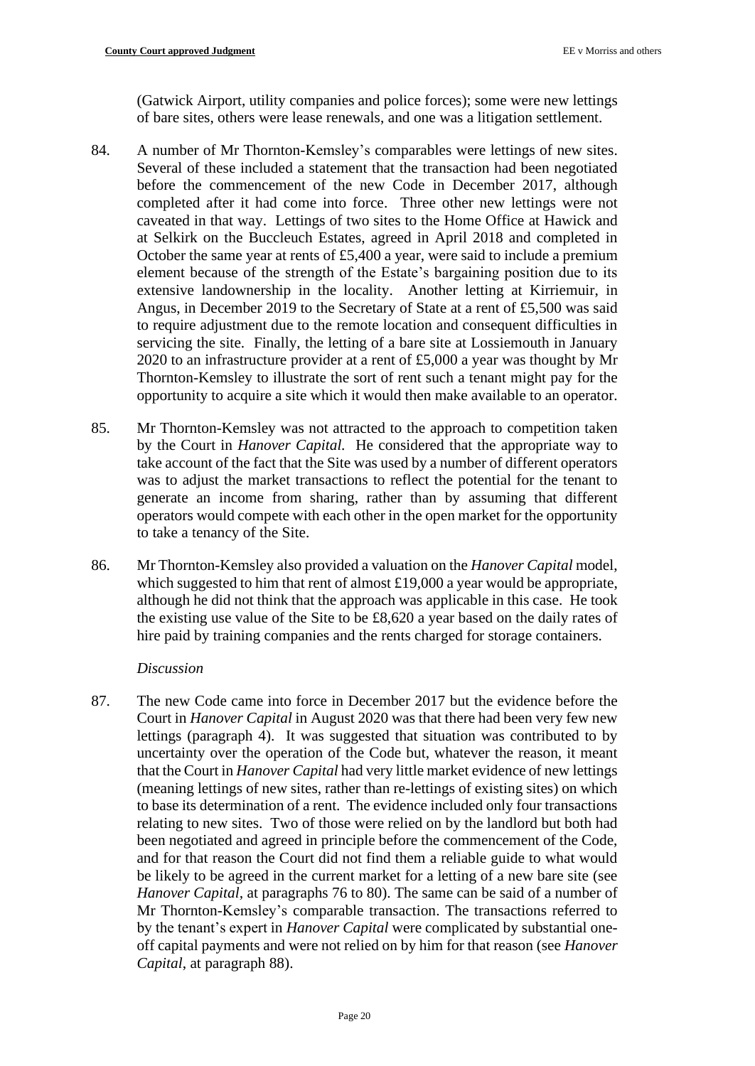(Gatwick Airport, utility companies and police forces); some were new lettings of bare sites, others were lease renewals, and one was a litigation settlement.

84. A number of Mr Thornton-Kemsley's comparables were lettings of new sites. Several of these included a statement that the transaction had been negotiated before the commencement of the new Code in December 2017, although completed after it had come into force. Three other new lettings were not caveated in that way. Lettings of two sites to the Home Office at Hawick and at Selkirk on the Buccleuch Estates, agreed in April 2018 and completed in October the same year at rents of £5,400 a year, were said to include a premium element because of the strength of the Estate's bargaining position due to its extensive landownership in the locality. Another letting at Kirriemuir, in Angus, in December 2019 to the Secretary of State at a rent of £5,500 was said to require adjustment due to the remote location and consequent difficulties in servicing the site. Finally, the letting of a bare site at Lossiemouth in January 2020 to an infrastructure provider at a rent of £5,000 a year was thought by Mr Thornton-Kemsley to illustrate the sort of rent such a tenant might pay for the opportunity to acquire a site which it would then make available to an operator.

85. Mr Thornton-Kemsley was not attracted to the approach to competition taken by the Court in *Hanover Capital.* He considered that the appropriate way to take account of the fact that the Site was used by a number of different operators was to adjust the market transactions to reflect the potential for the tenant to generate an income from sharing, rather than by assuming that different operators would compete with each other in the open market for the opportunity to take a tenancy of the Site.

86. Mr Thornton-Kemsley also provided a valuation on the *Hanover Capital* model, which suggested to him that rent of almost £19,000 a year would be appropriate, although he did not think that the approach was applicable in this case. He took the existing use value of the Site to be £8,620 a year based on the daily rates of hire paid by training companies and the rents charged for storage containers.

*Discussion*

87. The new Code came into force in December 2017 but the evidence before the Court in *Hanover Capital* in August 2020 was that there had been very few new lettings (paragraph 4). It was suggested that situation was contributed to by uncertainty over the operation of the Code but, whatever the reason, it meant that the Court in *Hanover Capital* had very little market evidence of new lettings (meaning lettings of new sites, rather than re-lettings of existing sites) on which to base its determination of a rent. The evidence included only four transactions relating to new sites. Two of those were relied on by the landlord but both had been negotiated and agreed in principle before the commencement of the Code, and for that reason the Court did not find them a reliable guide to what would be likely to be agreed in the current market for a letting of a new bare site (see *Hanover Capital*, at paragraphs 76 to 80). The same can be said of a number of Mr Thornton-Kemsley's comparable transaction. The transactions referred to by the tenant's expert in *Hanover Capital* were complicated by substantial one-off capital payments and were not relied on by him for that reason (see *Hanover Capital*, at paragraph 88).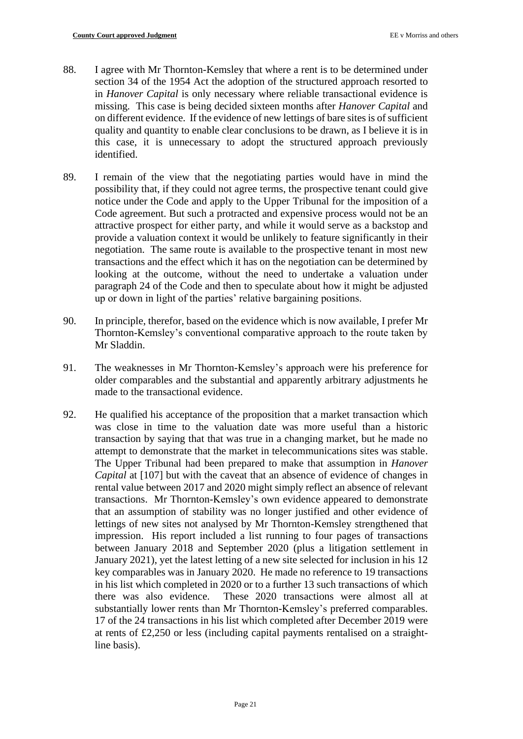88. I agree with Mr Thornton-Kemsley that where a rent is to be determined under section 34 of the 1954 Act the adoption of the structured approach resorted to in *Hanover Capital* is only necessary where reliable transactional evidence is missing. This case is being decided sixteen months after *Hanover Capital* and on different evidence. If the evidence of new lettings of bare sites is of sufficient quality and quantity to enable clear conclusions to be drawn, as I believe it is in this case, it is unnecessary to adopt the structured approach previously identified.

89. I remain of the view that the negotiating parties would have in mind the possibility that, if they could not agree terms, the prospective tenant could give notice under the Code and apply to the Upper Tribunal for the imposition of a Code agreement. But such a protracted and expensive process would not be an attractive prospect for either party, and while it would serve as a backstop and provide a valuation context it would be unlikely to feature significantly in their negotiation. The same route is available to the prospective tenant in most new transactions and the effect which it has on the negotiation can be determined by looking at the outcome, without the need to undertake a valuation under paragraph 24 of the Code and then to speculate about how it might be adjusted up or down in light of the parties' relative bargaining positions.

90. In principle, therefor, based on the evidence which is now available, I prefer Mr Thornton-Kemsley's conventional comparative approach to the route taken by Mr Sladdin.

91. The weaknesses in Mr Thornton-Kemsley's approach were his preference for older comparables and the substantial and apparently arbitrary adjustments he made to the transactional evidence.

92. He qualified his acceptance of the proposition that a market transaction which was close in time to the valuation date was more useful than a historic transaction by saying that that was true in a changing market, but he made no attempt to demonstrate that the market in telecommunications sites was stable. The Upper Tribunal had been prepared to make that assumption in *Hanover Capital* at [107] but with the caveat that an absence of evidence of changes in rental value between 2017 and 2020 might simply reflect an absence of relevant transactions. Mr Thornton-Kemsley's own evidence appeared to demonstrate that an assumption of stability was no longer justified and other evidence of lettings of new sites not analysed by Mr Thornton-Kemsley strengthened that impression. His report included a list running to four pages of transactions between January 2018 and September 2020 (plus a litigation settlement in January 2021), yet the latest letting of a new site selected for inclusion in his 12 key comparables was in January 2020. He made no reference to 19 transactions in his list which completed in 2020 or to a further 13 such transactions of which there was also evidence. These 2020 transactions were almost all at substantially lower rents than Mr Thornton-Kemsley's preferred comparables. 17 of the 24 transactions in his list which completed after December 2019 were at rents of £2,250 or less (including capital payments rentalised on a straight-line basis).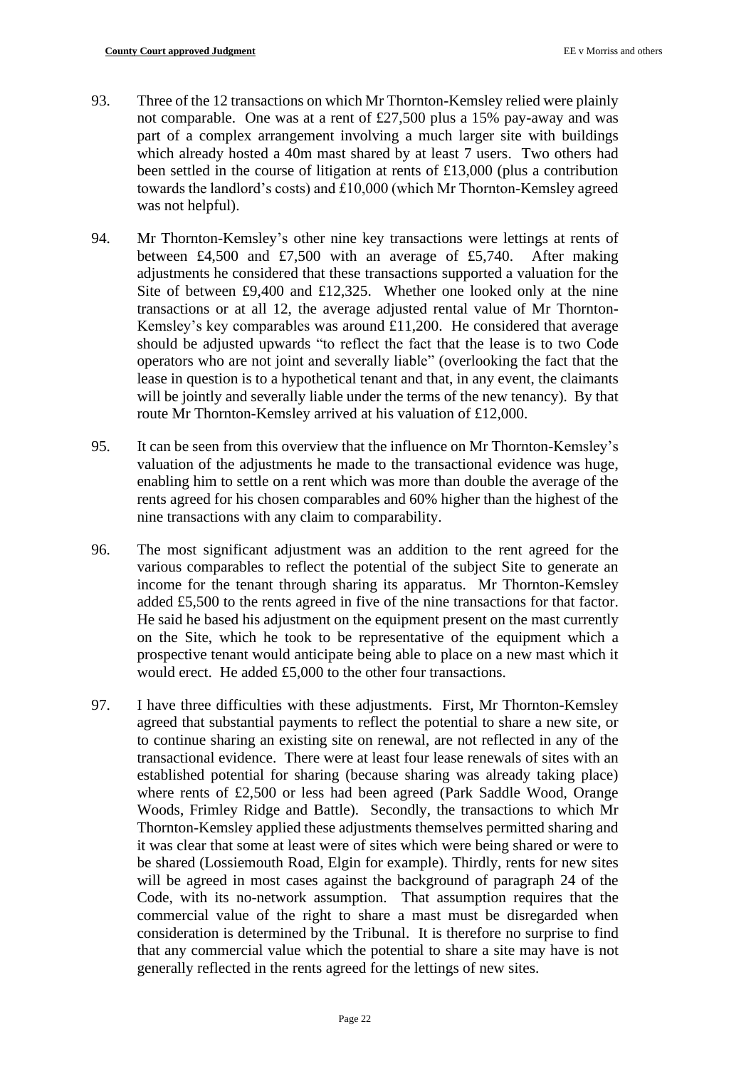93. Three of the 12 transactions on which Mr Thornton-Kemsley relied were plainly not comparable. One was at a rent of £27,500 plus a 15% pay-away and was part of a complex arrangement involving a much larger site with buildings which already hosted a 40m mast shared by at least 7 users. Two others had been settled in the course of litigation at rents of £13,000 (plus a contribution towards the landlord's costs) and £10,000 (which Mr Thornton-Kemsley agreed was not helpful).

94. Mr Thornton-Kemsley's other nine key transactions were lettings at rents of between £4,500 and £7,500 with an average of £5,740. After making adjustments he considered that these transactions supported a valuation for the Site of between £9,400 and £12,325. Whether one looked only at the nine transactions or at all 12, the average adjusted rental value of Mr Thornton-Kemsley's key comparables was around £11,200. He considered that average should be adjusted upwards "to reflect the fact that the lease is to two Code operators who are not joint and severally liable" (overlooking the fact that the lease in question is to a hypothetical tenant and that, in any event, the claimants will be jointly and severally liable under the terms of the new tenancy). By that route Mr Thornton-Kemsley arrived at his valuation of £12,000.

95. It can be seen from this overview that the influence on Mr Thornton-Kemsley's valuation of the adjustments he made to the transactional evidence was huge, enabling him to settle on a rent which was more than double the average of the rents agreed for his chosen comparables and 60% higher than the highest of the nine transactions with any claim to comparability.

96. The most significant adjustment was an addition to the rent agreed for the various comparables to reflect the potential of the subject Site to generate an income for the tenant through sharing its apparatus. Mr Thornton-Kemsley added £5,500 to the rents agreed in five of the nine transactions for that factor. He said he based his adjustment on the equipment present on the mast currently on the Site, which he took to be representative of the equipment which a prospective tenant would anticipate being able to place on a new mast which it would erect. He added £5,000 to the other four transactions.

97. I have three difficulties with these adjustments. First, Mr Thornton-Kemsley agreed that substantial payments to reflect the potential to share a new site, or to continue sharing an existing site on renewal, are not reflected in any of the transactional evidence. There were at least four lease renewals of sites with an established potential for sharing (because sharing was already taking place) where rents of £2,500 or less had been agreed (Park Saddle Wood, Orange Woods, Frimley Ridge and Battle). Secondly, the transactions to which Mr Thornton-Kemsley applied these adjustments themselves permitted sharing and it was clear that some at least were of sites which were being shared or were to be shared (Lossiemouth Road, Elgin for example). Thirdly, rents for new sites will be agreed in most cases against the background of paragraph 24 of the Code, with its no-network assumption. That assumption requires that the commercial value of the right to share a mast must be disregarded when consideration is determined by the Tribunal. It is therefore no surprise to find that any commercial value which the potential to share a site may have is not generally reflected in the rents agreed for the lettings of new sites.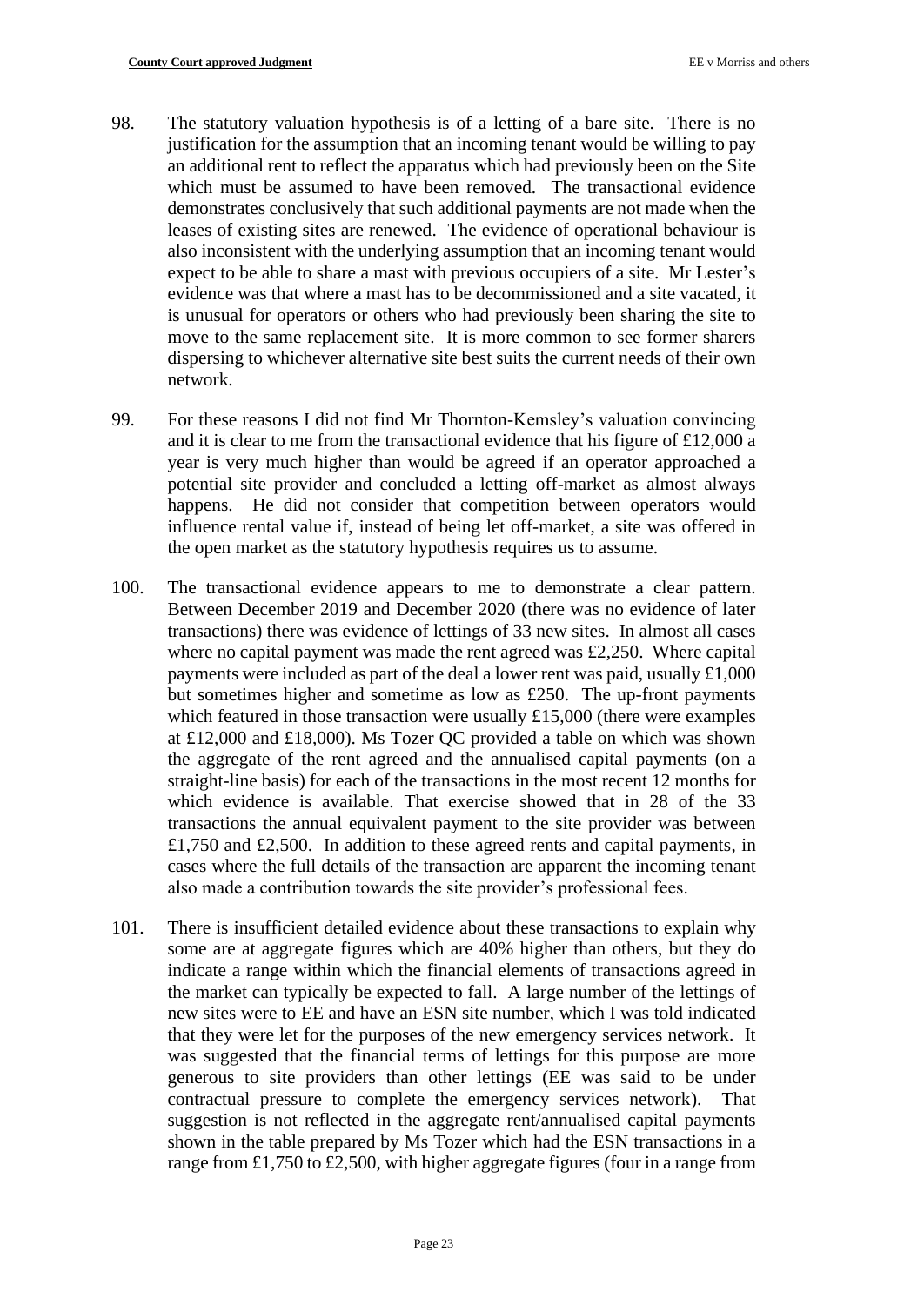98. The statutory valuation hypothesis is of a letting of a bare site. There is no justification for the assumption that an incoming tenant would be willing to pay an additional rent to reflect the apparatus which had previously been on the Site which must be assumed to have been removed. The transactional evidence demonstrates conclusively that such additional payments are not made when the leases of existing sites are renewed. The evidence of operational behaviour is also inconsistent with the underlying assumption that an incoming tenant would expect to be able to share a mast with previous occupiers of a site. Mr Lester's evidence was that where a mast has to be decommissioned and a site vacated, it is unusual for operators or others who had previously been sharing the site to move to the same replacement site. It is more common to see former sharers dispersing to whichever alternative site best suits the current needs of their own network.

99. For these reasons I did not find Mr Thornton-Kemsley's valuation convincing and it is clear to me from the transactional evidence that his figure of £12,000 a year is very much higher than would be agreed if an operator approached a potential site provider and concluded a letting off-market as almost always happens. He did not consider that competition between operators would influence rental value if, instead of being let off-market, a site was offered in the open market as the statutory hypothesis requires us to assume.

100. The transactional evidence appears to me to demonstrate a clear pattern. Between December 2019 and December 2020 (there was no evidence of later transactions) there was evidence of lettings of 33 new sites. In almost all cases where no capital payment was made the rent agreed was £2,250. Where capital payments were included as part of the deal a lower rent was paid, usually £1,000 but sometimes higher and sometime as low as £250. The up-front payments which featured in those transaction were usually £15,000 (there were examples at £12,000 and £18,000). Ms Tozer QC provided a table on which was shown the aggregate of the rent agreed and the annualised capital payments (on a straight-line basis) for each of the transactions in the most recent 12 months for which evidence is available. That exercise showed that in 28 of the 33 transactions the annual equivalent payment to the site provider was between £1,750 and £2,500. In addition to these agreed rents and capital payments, in cases where the full details of the transaction are apparent the incoming tenant also made a contribution towards the site provider's professional fees.

101. There is insufficient detailed evidence about these transactions to explain why some are at aggregate figures which are 40% higher than others, but they do indicate a range within which the financial elements of transactions agreed in the market can typically be expected to fall. A large number of the lettings of new sites were to EE and have an ESN site number, which I was told indicated that they were let for the purposes of the new emergency services network. It was suggested that the financial terms of lettings for this purpose are more generous to site providers than other lettings (EE was said to be under contractual pressure to complete the emergency services network). That suggestion is not reflected in the aggregate rent/annualised capital payments shown in the table prepared by Ms Tozer which had the ESN transactions in a range from £1,750 to £2,500, with higher aggregate figures (four in a range from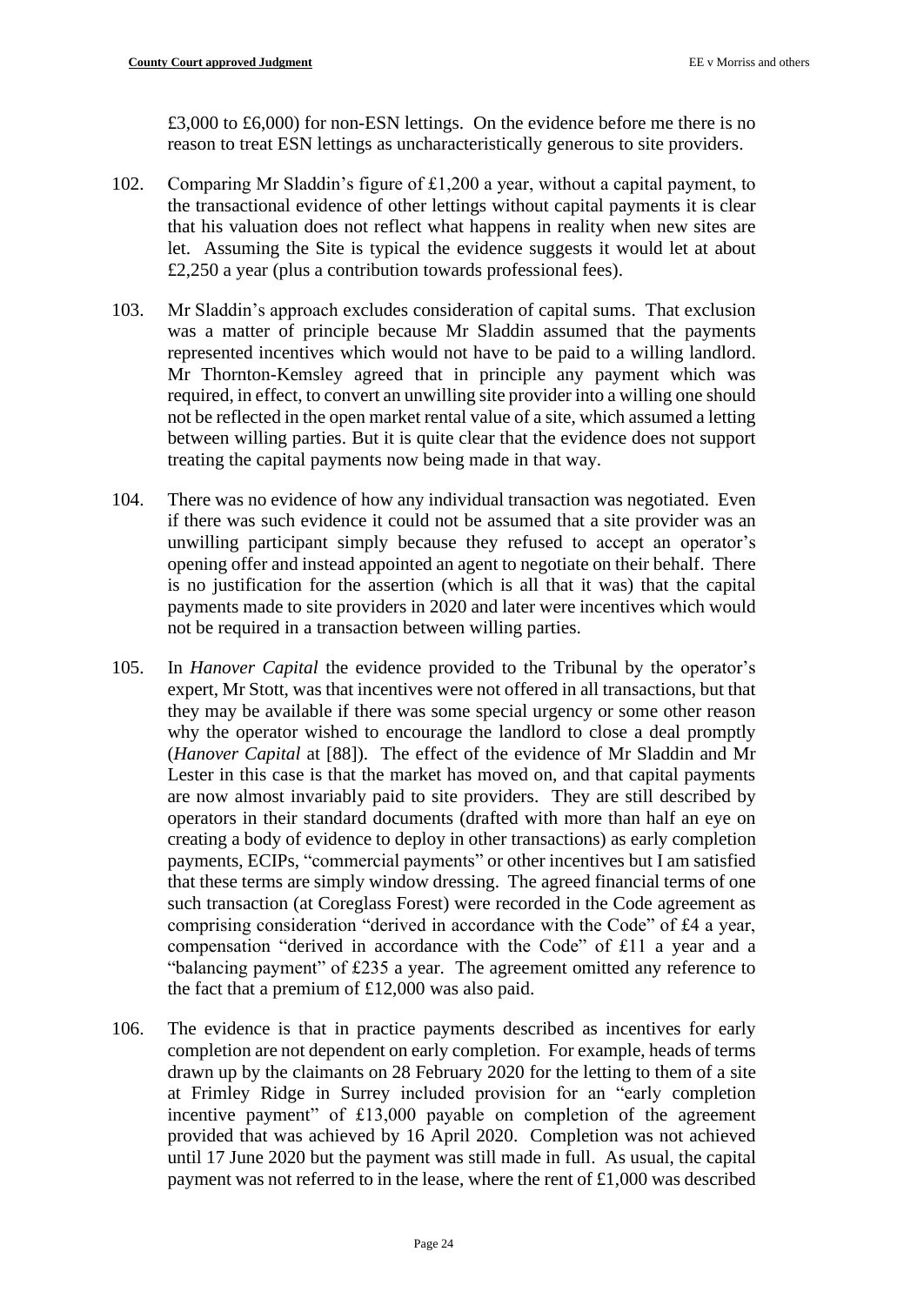£3,000 to £6,000) for non-ESN lettings. On the evidence before me there is no reason to treat ESN lettings as uncharacteristically generous to site providers.

102. Comparing Mr Sladdin's figure of £1,200 a year, without a capital payment, to the transactional evidence of other lettings without capital payments it is clear that his valuation does not reflect what happens in reality when new sites are let. Assuming the Site is typical the evidence suggests it would let at about £2,250 a year (plus a contribution towards professional fees).

103. Mr Sladdin's approach excludes consideration of capital sums. That exclusion was a matter of principle because Mr Sladdin assumed that the payments represented incentives which would not have to be paid to a willing landlord. Mr Thornton-Kemsley agreed that in principle any payment which was required, in effect, to convert an unwilling site provider into a willing one should not be reflected in the open market rental value of a site, which assumed a letting between willing parties. But it is quite clear that the evidence does not support treating the capital payments now being made in that way.

104. There was no evidence of how any individual transaction was negotiated. Even if there was such evidence it could not be assumed that a site provider was an unwilling participant simply because they refused to accept an operator's opening offer and instead appointed an agent to negotiate on their behalf. There is no justification for the assertion (which is all that it was) that the capital payments made to site providers in 2020 and later were incentives which would not be required in a transaction between willing parties.

105. In *Hanover Capital* the evidence provided to the Tribunal by the operator's expert, Mr Stott, was that incentives were not offered in all transactions, but that they may be available if there was some special urgency or some other reason why the operator wished to encourage the landlord to close a deal promptly (*Hanover Capital* at [88]). The effect of the evidence of Mr Sladdin and Mr Lester in this case is that the market has moved on, and that capital payments are now almost invariably paid to site providers. They are still described by operators in their standard documents (drafted with more than half an eye on creating a body of evidence to deploy in other transactions) as early completion payments, ECIPs, "commercial payments" or other incentives but I am satisfied that these terms are simply window dressing. The agreed financial terms of one such transaction (at Coreglass Forest) were recorded in the Code agreement as comprising consideration "derived in accordance with the Code" of £4 a year, compensation "derived in accordance with the Code" of £11 a year and a "balancing payment" of £235 a year. The agreement omitted any reference to the fact that a premium of £12,000 was also paid.

106. The evidence is that in practice payments described as incentives for early completion are not dependent on early completion. For example, heads of terms drawn up by the claimants on 28 February 2020 for the letting to them of a site at Frimley Ridge in Surrey included provision for an "early completion incentive payment" of £13,000 payable on completion of the agreement provided that was achieved by 16 April 2020. Completion was not achieved until 17 June 2020 but the payment was still made in full. As usual, the capital payment was not referred to in the lease, where the rent of £1,000 was described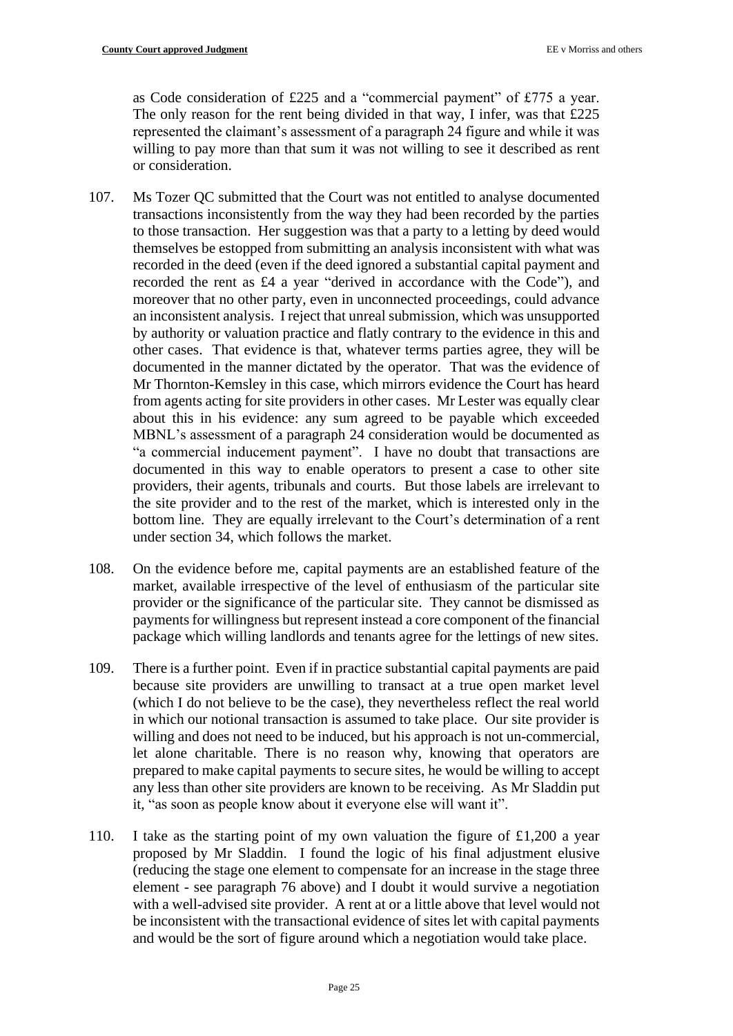as Code consideration of £225 and a "commercial payment" of £775 a year. The only reason for the rent being divided in that way, I infer, was that £225 represented the claimant's assessment of a paragraph 24 figure and while it was willing to pay more than that sum it was not willing to see it described as rent or consideration.

107. Ms Tozer QC submitted that the Court was not entitled to analyse documented transactions inconsistently from the way they had been recorded by the parties to those transaction. Her suggestion was that a party to a letting by deed would themselves be estopped from submitting an analysis inconsistent with what was recorded in the deed (even if the deed ignored a substantial capital payment and recorded the rent as £4 a year "derived in accordance with the Code"), and moreover that no other party, even in unconnected proceedings, could advance an inconsistent analysis. I reject that unreal submission, which was unsupported by authority or valuation practice and flatly contrary to the evidence in this and other cases. That evidence is that, whatever terms parties agree, they will be documented in the manner dictated by the operator. That was the evidence of Mr Thornton-Kemsley in this case, which mirrors evidence the Court has heard from agents acting for site providers in other cases. Mr Lester was equally clear about this in his evidence: any sum agreed to be payable which exceeded MBNL's assessment of a paragraph 24 consideration would be documented as "a commercial inducement payment". I have no doubt that transactions are documented in this way to enable operators to present a case to other site providers, their agents, tribunals and courts. But those labels are irrelevant to the site provider and to the rest of the market, which is interested only in the bottom line. They are equally irrelevant to the Court's determination of a rent under section 34, which follows the market.

108. On the evidence before me, capital payments are an established feature of the market, available irrespective of the level of enthusiasm of the particular site provider or the significance of the particular site. They cannot be dismissed as payments for willingness but represent instead a core component of the financial package which willing landlords and tenants agree for the lettings of new sites.

109. There is a further point. Even if in practice substantial capital payments are paid because site providers are unwilling to transact at a true open market level (which I do not believe to be the case), they nevertheless reflect the real world in which our notional transaction is assumed to take place. Our site provider is willing and does not need to be induced, but his approach is not un-commercial, let alone charitable. There is no reason why, knowing that operators are prepared to make capital payments to secure sites, he would be willing to accept any less than other site providers are known to be receiving. As Mr Sladdin put it, "as soon as people know about it everyone else will want it".

110. I take as the starting point of my own valuation the figure of £1,200 a year proposed by Mr Sladdin. I found the logic of his final adjustment elusive (reducing the stage one element to compensate for an increase in the stage three element - see paragraph 76 above) and I doubt it would survive a negotiation with a well-advised site provider. A rent at or a little above that level would not be inconsistent with the transactional evidence of sites let with capital payments and would be the sort of figure around which a negotiation would take place.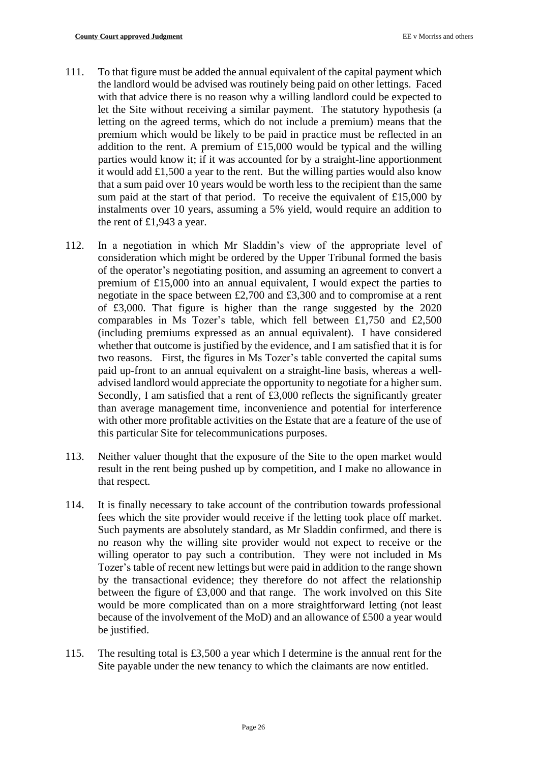111. To that figure must be added the annual equivalent of the capital payment which the landlord would be advised was routinely being paid on other lettings. Faced with that advice there is no reason why a willing landlord could be expected to let the Site without receiving a similar payment. The statutory hypothesis (a letting on the agreed terms, which do not include a premium) means that the premium which would be likely to be paid in practice must be reflected in an addition to the rent. A premium of £15,000 would be typical and the willing parties would know it; if it was accounted for by a straight-line apportionment it would add £1,500 a year to the rent. But the willing parties would also know that a sum paid over 10 years would be worth less to the recipient than the same sum paid at the start of that period. To receive the equivalent of £15,000 by instalments over 10 years, assuming a 5% yield, would require an addition to the rent of £1,943 a year.

112. In a negotiation in which Mr Sladdin's view of the appropriate level of consideration which might be ordered by the Upper Tribunal formed the basis of the operator's negotiating position, and assuming an agreement to convert a premium of £15,000 into an annual equivalent, I would expect the parties to negotiate in the space between £2,700 and £3,300 and to compromise at a rent of £3,000. That figure is higher than the range suggested by the 2020 comparables in Ms Tozer's table, which fell between £1,750 and £2,500 (including premiums expressed as an annual equivalent). I have considered whether that outcome is justified by the evidence, and I am satisfied that it is for two reasons. First, the figures in Ms Tozer's table converted the capital sums paid up-front to an annual equivalent on a straight-line basis, whereas a well-advised landlord would appreciate the opportunity to negotiate for a higher sum. Secondly, I am satisfied that a rent of £3,000 reflects the significantly greater than average management time, inconvenience and potential for interference with other more profitable activities on the Estate that are a feature of the use of this particular Site for telecommunications purposes.

113. Neither valuer thought that the exposure of the Site to the open market would result in the rent being pushed up by competition, and I make no allowance in that respect.

114. It is finally necessary to take account of the contribution towards professional fees which the site provider would receive if the letting took place off market. Such payments are absolutely standard, as Mr Sladdin confirmed, and there is no reason why the willing site provider would not expect to receive or the willing operator to pay such a contribution. They were not included in Ms Tozer's table of recent new lettings but were paid in addition to the range shown by the transactional evidence; they therefore do not affect the relationship between the figure of £3,000 and that range. The work involved on this Site would be more complicated than on a more straightforward letting (not least because of the involvement of the MoD) and an allowance of £500 a year would be justified.

115. The resulting total is £3,500 a year which I determine is the annual rent for the Site payable under the new tenancy to which the claimants are now entitled.